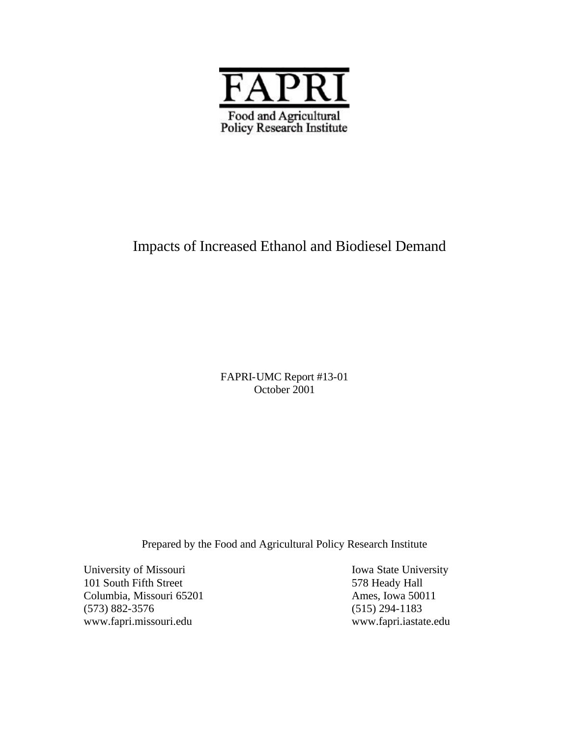# FAPRI

Food and Agricultural Policy Research Institute

# Impacts of Increased Ethanol and Biodiesel Demand

FAPRI-UMC Report #13-01
October 2001

Prepared by the Food and Agricultural Policy Research Institute

University of Missouri
101 South Fifth Street
Columbia, Missouri 65201
(573) 882-3576
www.fapri.missouri.edu

Iowa State University
578 Heady Hall
Ames, Iowa 50011
(515) 294-1183
www.fapri.iastate.edu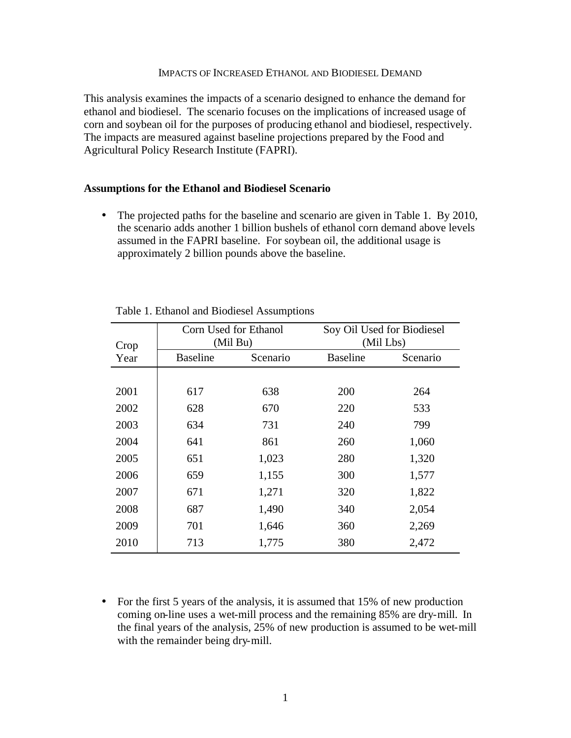# IMPACTS OF INCREASED ETHANOL AND BIODIESEL DEMAND

This analysis examines the impacts of a scenario designed to enhance the demand for ethanol and biodiesel. The scenario focuses on the implications of increased usage of corn and soybean oil for the purposes of producing ethanol and biodiesel, respectively. The impacts are measured against baseline projections prepared by the Food and Agricultural Policy Research Institute (FAPRI).

**Assumptions for the Ethanol and Biodiesel Scenario**

- The projected paths for the baseline and scenario are given in Table 1. By 2010, the scenario adds another 1 billion bushels of ethanol corn demand above levels assumed in the FAPRI baseline. For soybean oil, the additional usage is approximately 2 billion pounds above the baseline.

Table 1. Ethanol and Biodiesel Assumptions

| Crop | Corn Used for Ethanol (Mil Bu) | | Soy Oil Used for Biodiesel (Mil Lbs) | |
|---|---|---|---|---|
| Year | Baseline | Scenario | Baseline | Scenario |
| 2001 | 617 | 638 | 200 | 264 |
| 2002 | 628 | 670 | 220 | 533 |
| 2003 | 634 | 731 | 240 | 799 |
| 2004 | 641 | 861 | 260 | 1,060 |
| 2005 | 651 | 1,023 | 280 | 1,320 |
| 2006 | 659 | 1,155 | 300 | 1,577 |
| 2007 | 671 | 1,271 | 320 | 1,822 |
| 2008 | 687 | 1,490 | 340 | 2,054 |
| 2009 | 701 | 1,646 | 360 | 2,269 |
| 2010 | 713 | 1,775 | 380 | 2,472 |

- For the first 5 years of the analysis, it is assumed that 15% of new production coming on-line uses a wet-mill process and the remaining 85% are dry-mill. In the final years of the analysis, 25% of new production is assumed to be wet-mill with the remainder being dry-mill.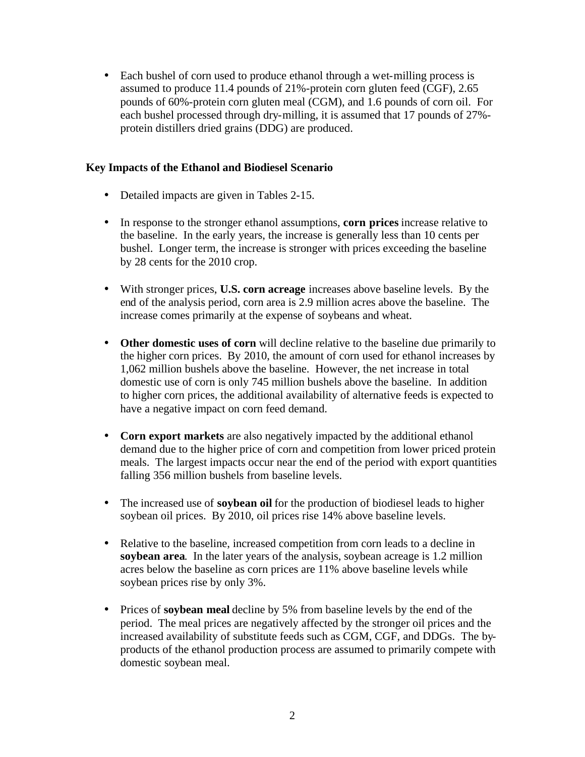- Each bushel of corn used to produce ethanol through a wet-milling process is assumed to produce 11.4 pounds of 21%-protein corn gluten feed (CGF), 2.65 pounds of 60%-protein corn gluten meal (CGM), and 1.6 pounds of corn oil. For each bushel processed through dry-milling, it is assumed that 17 pounds of 27%-protein distillers dried grains (DDG) are produced.

**Key Impacts of the Ethanol and Biodiesel Scenario**

- Detailed impacts are given in Tables 2-15.

- In response to the stronger ethanol assumptions, **corn prices** increase relative to the baseline. In the early years, the increase is generally less than 10 cents per bushel. Longer term, the increase is stronger with prices exceeding the baseline by 28 cents for the 2010 crop.

- With stronger prices, **U.S. corn acreage** increases above baseline levels. By the end of the analysis period, corn area is 2.9 million acres above the baseline. The increase comes primarily at the expense of soybeans and wheat.

- **Other domestic uses of corn** will decline relative to the baseline due primarily to the higher corn prices. By 2010, the amount of corn used for ethanol increases by 1,062 million bushels above the baseline. However, the net increase in total domestic use of corn is only 745 million bushels above the baseline. In addition to higher corn prices, the additional availability of alternative feeds is expected to have a negative impact on corn feed demand.

- **Corn export markets** are also negatively impacted by the additional ethanol demand due to the higher price of corn and competition from lower priced protein meals. The largest impacts occur near the end of the period with export quantities falling 356 million bushels from baseline levels.

- The increased use of **soybean oil** for the production of biodiesel leads to higher soybean oil prices. By 2010, oil prices rise 14% above baseline levels.

- Relative to the baseline, increased competition from corn leads to a decline in **soybean area**. In the later years of the analysis, soybean acreage is 1.2 million acres below the baseline as corn prices are 11% above baseline levels while soybean prices rise by only 3%.

- Prices of **soybean meal** decline by 5% from baseline levels by the end of the period. The meal prices are negatively affected by the stronger oil prices and the increased availability of substitute feeds such as CGM, CGF, and DDGs. The by-products of the ethanol production process are assumed to primarily compete with domestic soybean meal.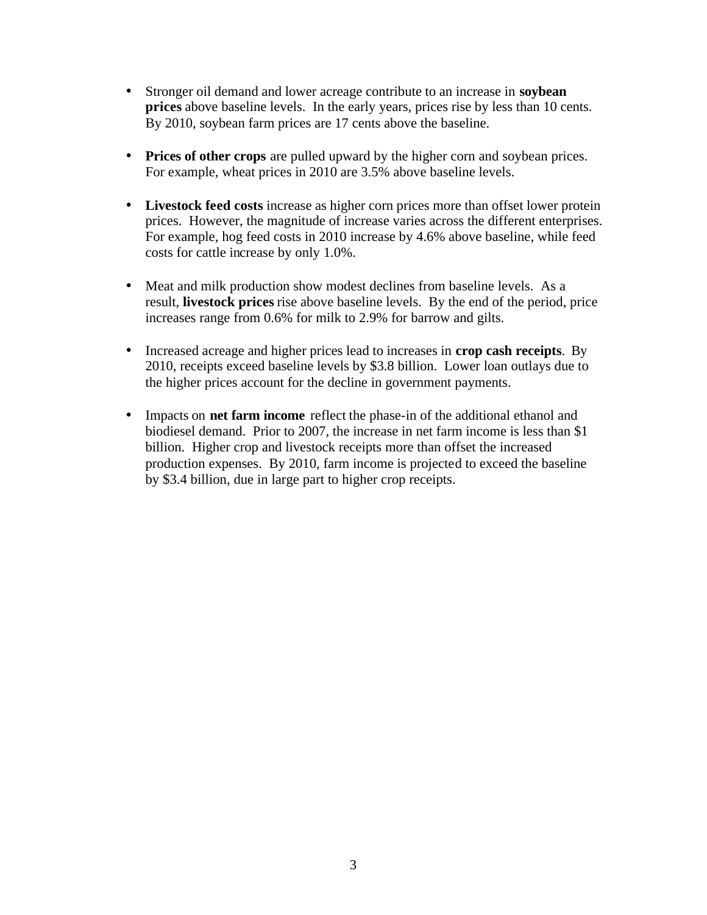- Stronger oil demand and lower acreage contribute to an increase in **soybean prices** above baseline levels. In the early years, prices rise by less than 10 cents. By 2010, soybean farm prices are 17 cents above the baseline.

- **Prices of other crops** are pulled upward by the higher corn and soybean prices. For example, wheat prices in 2010 are 3.5% above baseline levels.

- **Livestock feed costs** increase as higher corn prices more than offset lower protein prices. However, the magnitude of increase varies across the different enterprises. For example, hog feed costs in 2010 increase by 4.6% above baseline, while feed costs for cattle increase by only 1.0%.

- Meat and milk production show modest declines from baseline levels. As a result, **livestock prices** rise above baseline levels. By the end of the period, price increases range from 0.6% for milk to 2.9% for barrow and gilts.

- Increased acreage and higher prices lead to increases in **crop cash receipts**. By 2010, receipts exceed baseline levels by $3.8 billion. Lower loan outlays due to the higher prices account for the decline in government payments.

- Impacts on **net farm income** reflect the phase-in of the additional ethanol and biodiesel demand. Prior to 2007, the increase in net farm income is less than $1 billion. Higher crop and livestock receipts more than offset the increased production expenses. By 2010, farm income is projected to exceed the baseline by $3.4 billion, due in large part to higher crop receipts.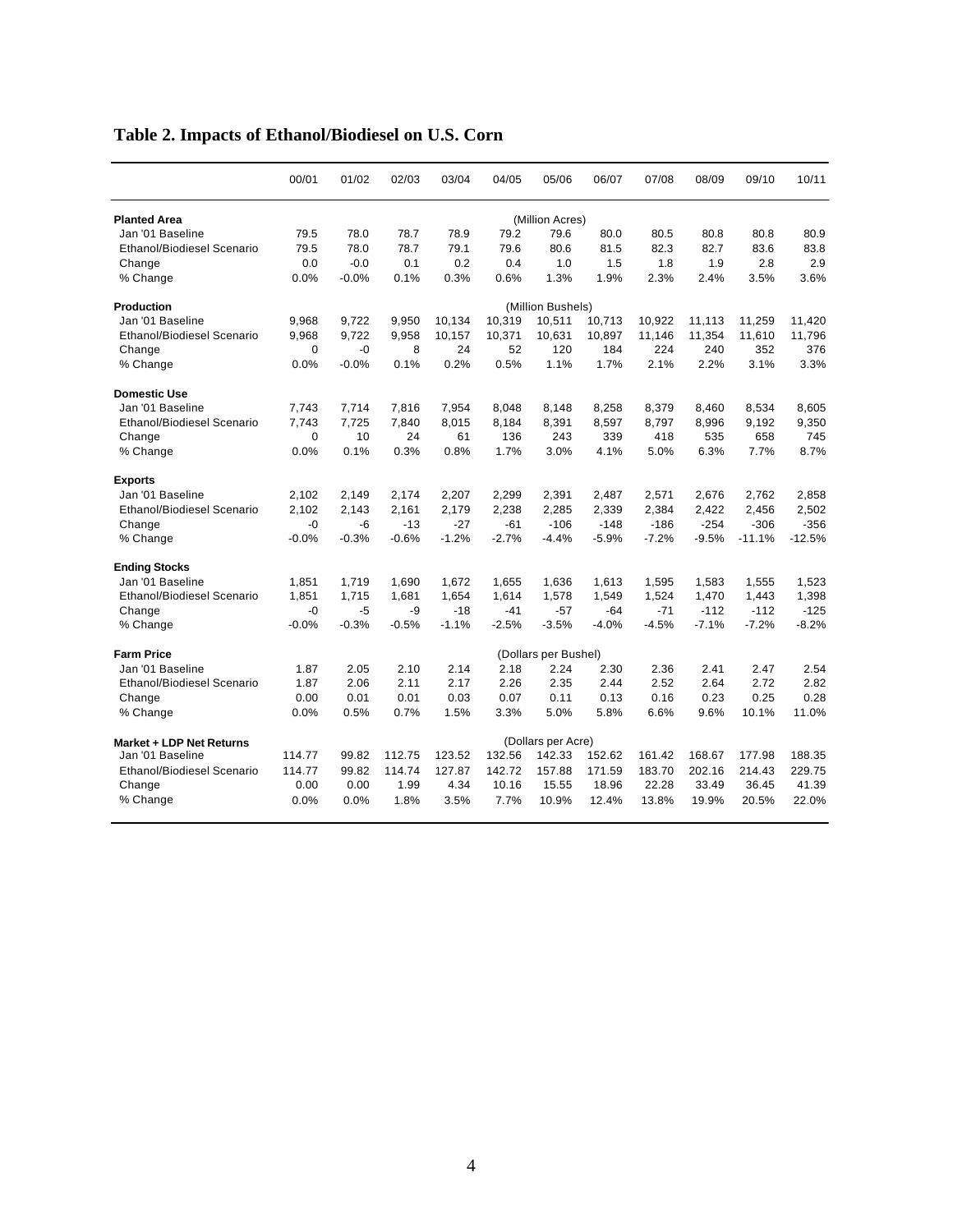**Table 2. Impacts of Ethanol/Biodiesel on U.S. Corn**

| | 00/01 | 01/02 | 02/03 | 03/04 | 04/05 | 05/06 | 06/07 | 07/08 | 08/09 | 09/10 | 10/11 |
|---|---|---|---|---|---|---|---|---|---|---|---|
| **Planted Area** | | | | | | (Million Acres) | | | | | |
| Jan '01 Baseline | 79.5 | 78.0 | 78.7 | 78.9 | 79.2 | 79.6 | 80.0 | 80.5 | 80.8 | 80.8 | 80.9 |
| Ethanol/Biodiesel Scenario | 79.5 | 78.0 | 78.7 | 79.1 | 79.6 | 80.6 | 81.5 | 82.3 | 82.7 | 83.6 | 83.8 |
| Change | 0.0 | -0.0 | 0.1 | 0.2 | 0.4 | 1.0 | 1.5 | 1.8 | 1.9 | 2.8 | 2.9 |
| % Change | 0.0% | -0.0% | 0.1% | 0.3% | 0.6% | 1.3% | 1.9% | 2.3% | 2.4% | 3.5% | 3.6% |
| **Production** | | | | | | (Million Bushels) | | | | | |
| Jan '01 Baseline | 9,968 | 9,722 | 9,950 | 10,134 | 10,319 | 10,511 | 10,713 | 10,922 | 11,113 | 11,259 | 11,420 |
| Ethanol/Biodiesel Scenario | 9,968 | 9,722 | 9,958 | 10,157 | 10,371 | 10,631 | 10,897 | 11,146 | 11,354 | 11,610 | 11,796 |
| Change | 0 | -0 | 8 | 24 | 52 | 120 | 184 | 224 | 240 | 352 | 376 |
| % Change | 0.0% | -0.0% | 0.1% | 0.2% | 0.5% | 1.1% | 1.7% | 2.1% | 2.2% | 3.1% | 3.3% |
| **Domestic Use** | | | | | | | | | | | |
| Jan '01 Baseline | 7,743 | 7,714 | 7,816 | 7,954 | 8,048 | 8,148 | 8,258 | 8,379 | 8,460 | 8,534 | 8,605 |
| Ethanol/Biodiesel Scenario | 7,743 | 7,725 | 7,840 | 8,015 | 8,184 | 8,391 | 8,597 | 8,797 | 8,996 | 9,192 | 9,350 |
| Change | 0 | 10 | 24 | 61 | 136 | 243 | 339 | 418 | 535 | 658 | 745 |
| % Change | 0.0% | 0.1% | 0.3% | 0.8% | 1.7% | 3.0% | 4.1% | 5.0% | 6.3% | 7.7% | 8.7% |
| **Exports** | | | | | | | | | | | |
| Jan '01 Baseline | 2,102 | 2,149 | 2,174 | 2,207 | 2,299 | 2,391 | 2,487 | 2,571 | 2,676 | 2,762 | 2,858 |
| Ethanol/Biodiesel Scenario | 2,102 | 2,143 | 2,161 | 2,179 | 2,238 | 2,285 | 2,339 | 2,384 | 2,422 | 2,456 | 2,502 |
| Change | -0 | -6 | -13 | -27 | -61 | -106 | -148 | -186 | -254 | -306 | -356 |
| % Change | -0.0% | -0.3% | -0.6% | -1.2% | -2.7% | -4.4% | -5.9% | -7.2% | -9.5% | -11.1% | -12.5% |
| **Ending Stocks** | | | | | | | | | | | |
| Jan '01 Baseline | 1,851 | 1,719 | 1,690 | 1,672 | 1,655 | 1,636 | 1,613 | 1,595 | 1,583 | 1,555 | 1,523 |
| Ethanol/Biodiesel Scenario | 1,851 | 1,715 | 1,681 | 1,654 | 1,614 | 1,578 | 1,549 | 1,524 | 1,470 | 1,443 | 1,398 |
| Change | -0 | -5 | -9 | -18 | -41 | -57 | -64 | -71 | -112 | -112 | -125 |
| % Change | -0.0% | -0.3% | -0.5% | -1.1% | -2.5% | -3.5% | -4.0% | -4.5% | -7.1% | -7.2% | -8.2% |
| **Farm Price** | | | | | | (Dollars per Bushel) | | | | | |
| Jan '01 Baseline | 1.87 | 2.05 | 2.10 | 2.14 | 2.18 | 2.24 | 2.30 | 2.36 | 2.41 | 2.47 | 2.54 |
| Ethanol/Biodiesel Scenario | 1.87 | 2.06 | 2.11 | 2.17 | 2.26 | 2.35 | 2.44 | 2.52 | 2.64 | 2.72 | 2.82 |
| Change | 0.00 | 0.01 | 0.01 | 0.03 | 0.07 | 0.11 | 0.13 | 0.16 | 0.23 | 0.25 | 0.28 |
| % Change | 0.0% | 0.5% | 0.7% | 1.5% | 3.3% | 5.0% | 5.8% | 6.6% | 9.6% | 10.1% | 11.0% |
| **Market + LDP Net Returns** | | | | | | (Dollars per Acre) | | | | | |
| Jan '01 Baseline | 114.77 | 99.82 | 112.75 | 123.52 | 132.56 | 142.33 | 152.62 | 161.42 | 168.67 | 177.98 | 188.35 |
| Ethanol/Biodiesel Scenario | 114.77 | 99.82 | 114.74 | 127.87 | 142.72 | 157.88 | 171.59 | 183.70 | 202.16 | 214.43 | 229.75 |
| Change | 0.00 | 0.00 | 1.99 | 4.34 | 10.16 | 15.55 | 18.96 | 22.28 | 33.49 | 36.45 | 41.39 |
| % Change | 0.0% | 0.0% | 1.8% | 3.5% | 7.7% | 10.9% | 12.4% | 13.8% | 19.9% | 20.5% | 22.0% |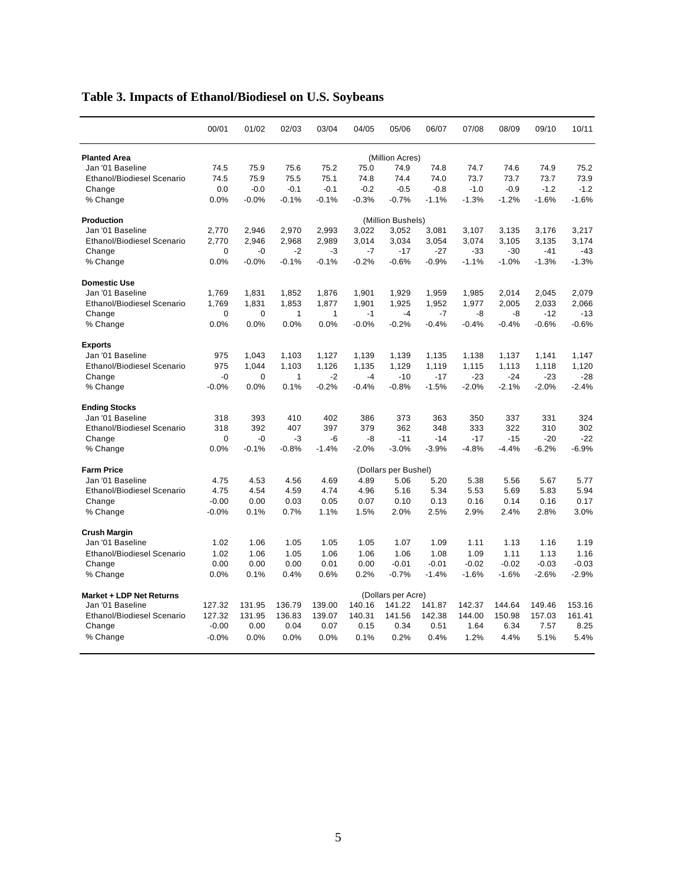## Table 3. Impacts of Ethanol/Biodiesel on U.S. Soybeans

| | 00/01 | 01/02 | 02/03 | 03/04 | 04/05 | 05/06 | 06/07 | 07/08 | 08/09 | 09/10 | 10/11 |
|---|---|---|---|---|---|---|---|---|---|---|---|
| **Planted Area** | | | | | | (Million Acres) | | | | | |
| Jan '01 Baseline | 74.5 | 75.9 | 75.6 | 75.2 | 75.0 | 74.9 | 74.8 | 74.7 | 74.6 | 74.9 | 75.2 |
| Ethanol/Biodiesel Scenario | 74.5 | 75.9 | 75.5 | 75.1 | 74.8 | 74.4 | 74.0 | 73.7 | 73.7 | 73.7 | 73.9 |
| Change | 0.0 | -0.0 | -0.1 | -0.1 | -0.2 | -0.5 | -0.8 | -1.0 | -0.9 | -1.2 | -1.2 |
| % Change | 0.0% | -0.0% | -0.1% | -0.1% | -0.3% | -0.7% | -1.1% | -1.3% | -1.2% | -1.6% | -1.6% |
| **Production** | | | | | | (Million Bushels) | | | | | |
| Jan '01 Baseline | 2,770 | 2,946 | 2,970 | 2,993 | 3,022 | 3,052 | 3,081 | 3,107 | 3,135 | 3,176 | 3,217 |
| Ethanol/Biodiesel Scenario | 2,770 | 2,946 | 2,968 | 2,989 | 3,014 | 3,034 | 3,054 | 3,074 | 3,105 | 3,135 | 3,174 |
| Change | 0 | -0 | -2 | -3 | -7 | -17 | -27 | -33 | -30 | -41 | -43 |
| % Change | 0.0% | -0.0% | -0.1% | -0.1% | -0.2% | -0.6% | -0.9% | -1.1% | -1.0% | -1.3% | -1.3% |
| **Domestic Use** | | | | | | | | | | | |
| Jan '01 Baseline | 1,769 | 1,831 | 1,852 | 1,876 | 1,901 | 1,929 | 1,959 | 1,985 | 2,014 | 2,045 | 2,079 |
| Ethanol/Biodiesel Scenario | 1,769 | 1,831 | 1,853 | 1,877 | 1,901 | 1,925 | 1,952 | 1,977 | 2,005 | 2,033 | 2,066 |
| Change | 0 | 0 | 1 | 1 | -1 | -4 | -7 | -8 | -8 | -12 | -13 |
| % Change | 0.0% | 0.0% | 0.0% | 0.0% | -0.0% | -0.2% | -0.4% | -0.4% | -0.4% | -0.6% | -0.6% |
| **Exports** | | | | | | | | | | | |
| Jan '01 Baseline | 975 | 1,043 | 1,103 | 1,127 | 1,139 | 1,139 | 1,135 | 1,138 | 1,137 | 1,141 | 1,147 |
| Ethanol/Biodiesel Scenario | 975 | 1,044 | 1,103 | 1,126 | 1,135 | 1,129 | 1,119 | 1,115 | 1,113 | 1,118 | 1,120 |
| Change | -0 | 0 | 1 | -2 | -4 | -10 | -17 | -23 | -24 | -23 | -28 |
| % Change | -0.0% | 0.0% | 0.1% | -0.2% | -0.4% | -0.8% | -1.5% | -2.0% | -2.1% | -2.0% | -2.4% |
| **Ending Stocks** | | | | | | | | | | | |
| Jan '01 Baseline | 318 | 393 | 410 | 402 | 386 | 373 | 363 | 350 | 337 | 331 | 324 |
| Ethanol/Biodiesel Scenario | 318 | 392 | 407 | 397 | 379 | 362 | 348 | 333 | 322 | 310 | 302 |
| Change | 0 | -0 | -3 | -6 | -8 | -11 | -14 | -17 | -15 | -20 | -22 |
| % Change | 0.0% | -0.1% | -0.8% | -1.4% | -2.0% | -3.0% | -3.9% | -4.8% | -4.4% | -6.2% | -6.9% |
| **Farm Price** | | | | | | (Dollars per Bushel) | | | | | |
| Jan '01 Baseline | 4.75 | 4.53 | 4.56 | 4.69 | 4.89 | 5.06 | 5.20 | 5.38 | 5.56 | 5.67 | 5.77 |
| Ethanol/Biodiesel Scenario | 4.75 | 4.54 | 4.59 | 4.74 | 4.96 | 5.16 | 5.34 | 5.53 | 5.69 | 5.83 | 5.94 |
| Change | -0.00 | 0.00 | 0.03 | 0.05 | 0.07 | 0.10 | 0.13 | 0.16 | 0.14 | 0.16 | 0.17 |
| % Change | -0.0% | 0.1% | 0.7% | 1.1% | 1.5% | 2.0% | 2.5% | 2.9% | 2.4% | 2.8% | 3.0% |
| **Crush Margin** | | | | | | | | | | | |
| Jan '01 Baseline | 1.02 | 1.06 | 1.05 | 1.05 | 1.05 | 1.07 | 1.09 | 1.11 | 1.13 | 1.16 | 1.19 |
| Ethanol/Biodiesel Scenario | 1.02 | 1.06 | 1.05 | 1.06 | 1.06 | 1.06 | 1.08 | 1.09 | 1.11 | 1.13 | 1.16 |
| Change | 0.00 | 0.00 | 0.00 | 0.01 | 0.00 | -0.01 | -0.01 | -0.02 | -0.02 | -0.03 | -0.03 |
| % Change | 0.0% | 0.1% | 0.4% | 0.6% | 0.2% | -0.7% | -1.4% | -1.6% | -1.6% | -2.6% | -2.9% |
| **Market + LDP Net Returns** | | | | | | (Dollars per Acre) | | | | | |
| Jan '01 Baseline | 127.32 | 131.95 | 136.79 | 139.00 | 140.16 | 141.22 | 141.87 | 142.37 | 144.64 | 149.46 | 153.16 |
| Ethanol/Biodiesel Scenario | 127.32 | 131.95 | 136.83 | 139.07 | 140.31 | 141.56 | 142.38 | 144.00 | 150.98 | 157.03 | 161.41 |
| Change | -0.00 | 0.00 | 0.04 | 0.07 | 0.15 | 0.34 | 0.51 | 1.64 | 6.34 | 7.57 | 8.25 |
| % Change | -0.0% | 0.0% | 0.0% | 0.0% | 0.1% | 0.2% | 0.4% | 1.2% | 4.4% | 5.1% | 5.4% |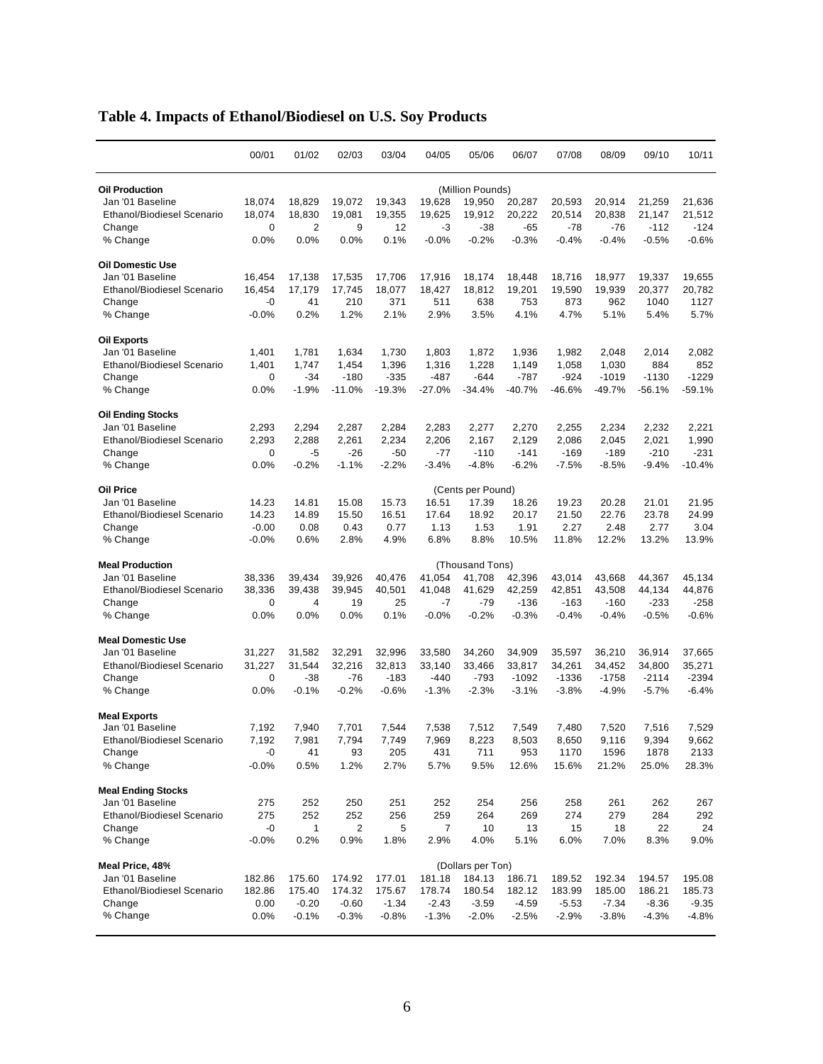## Table 4. Impacts of Ethanol/Biodiesel on U.S. Soy Products

| | 00/01 | 01/02 | 02/03 | 03/04 | 04/05 | 05/06 | 06/07 | 07/08 | 08/09 | 09/10 | 10/11 |
|---|---|---|---|---|---|---|---|---|---|---|---|
| **Oil Production** | | | | | | (Million Pounds) | | | | | |
| Jan '01 Baseline | 18,074 | 18,829 | 19,072 | 19,343 | 19,628 | 19,950 | 20,287 | 20,593 | 20,914 | 21,259 | 21,636 |
| Ethanol/Biodiesel Scenario | 18,074 | 18,830 | 19,081 | 19,355 | 19,625 | 19,912 | 20,222 | 20,514 | 20,838 | 21,147 | 21,512 |
| Change | 0 | 2 | 9 | 12 | -3 | -38 | -65 | -78 | -76 | -112 | -124 |
| % Change | 0.0% | 0.0% | 0.0% | 0.1% | -0.0% | -0.2% | -0.3% | -0.4% | -0.4% | -0.5% | -0.6% |
| **Oil Domestic Use** | | | | | | | | | | | |
| Jan '01 Baseline | 16,454 | 17,138 | 17,535 | 17,706 | 17,916 | 18,174 | 18,448 | 18,716 | 18,977 | 19,337 | 19,655 |
| Ethanol/Biodiesel Scenario | 16,454 | 17,179 | 17,745 | 18,077 | 18,427 | 18,812 | 19,201 | 19,590 | 19,939 | 20,377 | 20,782 |
| Change | -0 | 41 | 210 | 371 | 511 | 638 | 753 | 873 | 962 | 1040 | 1127 |
| % Change | -0.0% | 0.2% | 1.2% | 2.1% | 2.9% | 3.5% | 4.1% | 4.7% | 5.1% | 5.4% | 5.7% |
| **Oil Exports** | | | | | | | | | | | |
| Jan '01 Baseline | 1,401 | 1,781 | 1,634 | 1,730 | 1,803 | 1,872 | 1,936 | 1,982 | 2,048 | 2,014 | 2,082 |
| Ethanol/Biodiesel Scenario | 1,401 | 1,747 | 1,454 | 1,396 | 1,316 | 1,228 | 1,149 | 1,058 | 1,030 | 884 | 852 |
| Change | 0 | -34 | -180 | -335 | -487 | -644 | -787 | -924 | -1019 | -1130 | -1229 |
| % Change | 0.0% | -1.9% | -11.0% | -19.3% | -27.0% | -34.4% | -40.7% | -46.6% | -49.7% | -56.1% | -59.1% |
| **Oil Ending Stocks** | | | | | | | | | | | |
| Jan '01 Baseline | 2,293 | 2,294 | 2,287 | 2,284 | 2,283 | 2,277 | 2,270 | 2,255 | 2,234 | 2,232 | 2,221 |
| Ethanol/Biodiesel Scenario | 2,293 | 2,288 | 2,261 | 2,234 | 2,206 | 2,167 | 2,129 | 2,086 | 2,045 | 2,021 | 1,990 |
| Change | 0 | -5 | -26 | -50 | -77 | -110 | -141 | -169 | -189 | -210 | -231 |
| % Change | 0.0% | -0.2% | -1.1% | -2.2% | -3.4% | -4.8% | -6.2% | -7.5% | -8.5% | -9.4% | -10.4% |
| **Oil Price** | | | | | | (Cents per Pound) | | | | | |
| Jan '01 Baseline | 14.23 | 14.81 | 15.08 | 15.73 | 16.51 | 17.39 | 18.26 | 19.23 | 20.28 | 21.01 | 21.95 |
| Ethanol/Biodiesel Scenario | 14.23 | 14.89 | 15.50 | 16.51 | 17.64 | 18.92 | 20.17 | 21.50 | 22.76 | 23.78 | 24.99 |
| Change | -0.00 | 0.08 | 0.43 | 0.77 | 1.13 | 1.53 | 1.91 | 2.27 | 2.48 | 2.77 | 3.04 |
| % Change | -0.0% | 0.6% | 2.8% | 4.9% | 6.8% | 8.8% | 10.5% | 11.8% | 12.2% | 13.2% | 13.9% |
| **Meal Production** | | | | | | (Thousand Tons) | | | | | |
| Jan '01 Baseline | 38,336 | 39,434 | 39,926 | 40,476 | 41,054 | 41,708 | 42,396 | 43,014 | 43,668 | 44,367 | 45,134 |
| Ethanol/Biodiesel Scenario | 38,336 | 39,438 | 39,945 | 40,501 | 41,048 | 41,629 | 42,259 | 42,851 | 43,508 | 44,134 | 44,876 |
| Change | 0 | 4 | 19 | 25 | -7 | -79 | -136 | -163 | -160 | -233 | -258 |
| % Change | 0.0% | 0.0% | 0.0% | 0.1% | -0.0% | -0.2% | -0.3% | -0.4% | -0.4% | -0.5% | -0.6% |
| **Meal Domestic Use** | | | | | | | | | | | |
| Jan '01 Baseline | 31,227 | 31,582 | 32,291 | 32,996 | 33,580 | 34,260 | 34,909 | 35,597 | 36,210 | 36,914 | 37,665 |
| Ethanol/Biodiesel Scenario | 31,227 | 31,544 | 32,216 | 32,813 | 33,140 | 33,466 | 33,817 | 34,261 | 34,452 | 34,800 | 35,271 |
| Change | 0 | -38 | -76 | -183 | -440 | -793 | -1092 | -1336 | -1758 | -2114 | -2394 |
| % Change | 0.0% | -0.1% | -0.2% | -0.6% | -1.3% | -2.3% | -3.1% | -3.8% | -4.9% | -5.7% | -6.4% |
| **Meal Exports** | | | | | | | | | | | |
| Jan '01 Baseline | 7,192 | 7,940 | 7,701 | 7,544 | 7,538 | 7,512 | 7,549 | 7,480 | 7,520 | 7,516 | 7,529 |
| Ethanol/Biodiesel Scenario | 7,192 | 7,981 | 7,794 | 7,749 | 7,969 | 8,223 | 8,503 | 8,650 | 9,116 | 9,394 | 9,662 |
| Change | -0 | 41 | 93 | 205 | 431 | 711 | 953 | 1170 | 1596 | 1878 | 2133 |
| % Change | -0.0% | 0.5% | 1.2% | 2.7% | 5.7% | 9.5% | 12.6% | 15.6% | 21.2% | 25.0% | 28.3% |
| **Meal Ending Stocks** | | | | | | | | | | | |
| Jan '01 Baseline | 275 | 252 | 250 | 251 | 252 | 254 | 256 | 258 | 261 | 262 | 267 |
| Ethanol/Biodiesel Scenario | 275 | 252 | 252 | 256 | 259 | 264 | 269 | 274 | 279 | 284 | 292 |
| Change | -0 | 1 | 2 | 5 | 7 | 10 | 13 | 15 | 18 | 22 | 24 |
| % Change | -0.0% | 0.2% | 0.9% | 1.8% | 2.9% | 4.0% | 5.1% | 6.0% | 7.0% | 8.3% | 9.0% |
| **Meal Price, 48%** | | | | | | (Dollars per Ton) | | | | | |
| Jan '01 Baseline | 182.86 | 175.60 | 174.92 | 177.01 | 181.18 | 184.13 | 186.71 | 189.52 | 192.34 | 194.57 | 195.08 |
| Ethanol/Biodiesel Scenario | 182.86 | 175.40 | 174.32 | 175.67 | 178.74 | 180.54 | 182.12 | 183.99 | 185.00 | 186.21 | 185.73 |
| Change | 0.00 | -0.20 | -0.60 | -1.34 | -2.43 | -3.59 | -4.59 | -5.53 | -7.34 | -8.36 | -9.35 |
| % Change | 0.0% | -0.1% | -0.3% | -0.8% | -1.3% | -2.0% | -2.5% | -2.9% | -3.8% | -4.3% | -4.8% |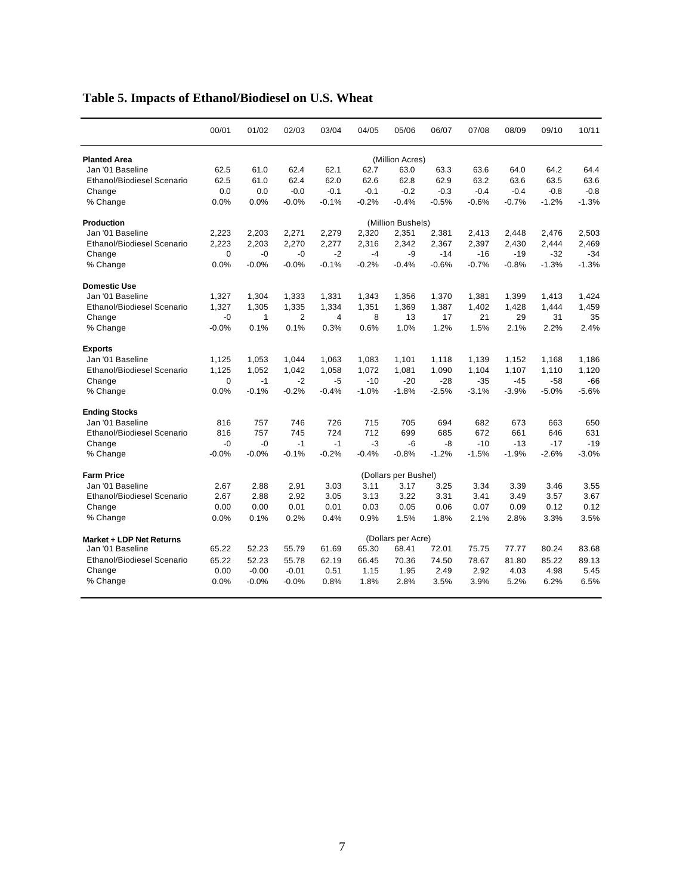## Table 5. Impacts of Ethanol/Biodiesel on U.S. Wheat

| | 00/01 | 01/02 | 02/03 | 03/04 | 04/05 | 05/06 | 06/07 | 07/08 | 08/09 | 09/10 | 10/11 |
|---|---|---|---|---|---|---|---|---|---|---|---|
| **Planted Area** | | | | | | (Million Acres) | | | | | |
| Jan '01 Baseline | 62.5 | 61.0 | 62.4 | 62.1 | 62.7 | 63.0 | 63.3 | 63.6 | 64.0 | 64.2 | 64.4 |
| Ethanol/Biodiesel Scenario | 62.5 | 61.0 | 62.4 | 62.0 | 62.6 | 62.8 | 62.9 | 63.2 | 63.6 | 63.5 | 63.6 |
| Change | 0.0 | 0.0 | -0.0 | -0.1 | -0.1 | -0.2 | -0.3 | -0.4 | -0.4 | -0.8 | -0.8 |
| % Change | 0.0% | 0.0% | -0.0% | -0.1% | -0.2% | -0.4% | -0.5% | -0.6% | -0.7% | -1.2% | -1.3% |
| **Production** | | | | | | (Million Bushels) | | | | | |
| Jan '01 Baseline | 2,223 | 2,203 | 2,271 | 2,279 | 2,320 | 2,351 | 2,381 | 2,413 | 2,448 | 2,476 | 2,503 |
| Ethanol/Biodiesel Scenario | 2,223 | 2,203 | 2,270 | 2,277 | 2,316 | 2,342 | 2,367 | 2,397 | 2,430 | 2,444 | 2,469 |
| Change | 0 | -0 | -0 | -2 | -4 | -9 | -14 | -16 | -19 | -32 | -34 |
| % Change | 0.0% | -0.0% | -0.0% | -0.1% | -0.2% | -0.4% | -0.6% | -0.7% | -0.8% | -1.3% | -1.3% |
| **Domestic Use** | | | | | | | | | | | |
| Jan '01 Baseline | 1,327 | 1,304 | 1,333 | 1,331 | 1,343 | 1,356 | 1,370 | 1,381 | 1,399 | 1,413 | 1,424 |
| Ethanol/Biodiesel Scenario | 1,327 | 1,305 | 1,335 | 1,334 | 1,351 | 1,369 | 1,387 | 1,402 | 1,428 | 1,444 | 1,459 |
| Change | -0 | 1 | 2 | 4 | 8 | 13 | 17 | 21 | 29 | 31 | 35 |
| % Change | -0.0% | 0.1% | 0.1% | 0.3% | 0.6% | 1.0% | 1.2% | 1.5% | 2.1% | 2.2% | 2.4% |
| **Exports** | | | | | | | | | | | |
| Jan '01 Baseline | 1,125 | 1,053 | 1,044 | 1,063 | 1,083 | 1,101 | 1,118 | 1,139 | 1,152 | 1,168 | 1,186 |
| Ethanol/Biodiesel Scenario | 1,125 | 1,052 | 1,042 | 1,058 | 1,072 | 1,081 | 1,090 | 1,104 | 1,107 | 1,110 | 1,120 |
| Change | 0 | -1 | -2 | -5 | -10 | -20 | -28 | -35 | -45 | -58 | -66 |
| % Change | 0.0% | -0.1% | -0.2% | -0.4% | -1.0% | -1.8% | -2.5% | -3.1% | -3.9% | -5.0% | -5.6% |
| **Ending Stocks** | | | | | | | | | | | |
| Jan '01 Baseline | 816 | 757 | 746 | 726 | 715 | 705 | 694 | 682 | 673 | 663 | 650 |
| Ethanol/Biodiesel Scenario | 816 | 757 | 745 | 724 | 712 | 699 | 685 | 672 | 661 | 646 | 631 |
| Change | -0 | -0 | -1 | -1 | -3 | -6 | -8 | -10 | -13 | -17 | -19 |
| % Change | -0.0% | -0.0% | -0.1% | -0.2% | -0.4% | -0.8% | -1.2% | -1.5% | -1.9% | -2.6% | -3.0% |
| **Farm Price** | | | | | | (Dollars per Bushel) | | | | | |
| Jan '01 Baseline | 2.67 | 2.88 | 2.91 | 3.03 | 3.11 | 3.17 | 3.25 | 3.34 | 3.39 | 3.46 | 3.55 |
| Ethanol/Biodiesel Scenario | 2.67 | 2.88 | 2.92 | 3.05 | 3.13 | 3.22 | 3.31 | 3.41 | 3.49 | 3.57 | 3.67 |
| Change | 0.00 | 0.00 | 0.01 | 0.01 | 0.03 | 0.05 | 0.06 | 0.07 | 0.09 | 0.12 | 0.12 |
| % Change | 0.0% | 0.1% | 0.2% | 0.4% | 0.9% | 1.5% | 1.8% | 2.1% | 2.8% | 3.3% | 3.5% |
| **Market + LDP Net Returns** | | | | | | (Dollars per Acre) | | | | | |
| Jan '01 Baseline | 65.22 | 52.23 | 55.79 | 61.69 | 65.30 | 68.41 | 72.01 | 75.75 | 77.77 | 80.24 | 83.68 |
| Ethanol/Biodiesel Scenario | 65.22 | 52.23 | 55.78 | 62.19 | 66.45 | 70.36 | 74.50 | 78.67 | 81.80 | 85.22 | 89.13 |
| Change | 0.00 | -0.00 | -0.01 | 0.51 | 1.15 | 1.95 | 2.49 | 2.92 | 4.03 | 4.98 | 5.45 |
| % Change | 0.0% | -0.0% | -0.0% | 0.8% | 1.8% | 2.8% | 3.5% | 3.9% | 5.2% | 6.2% | 6.5% |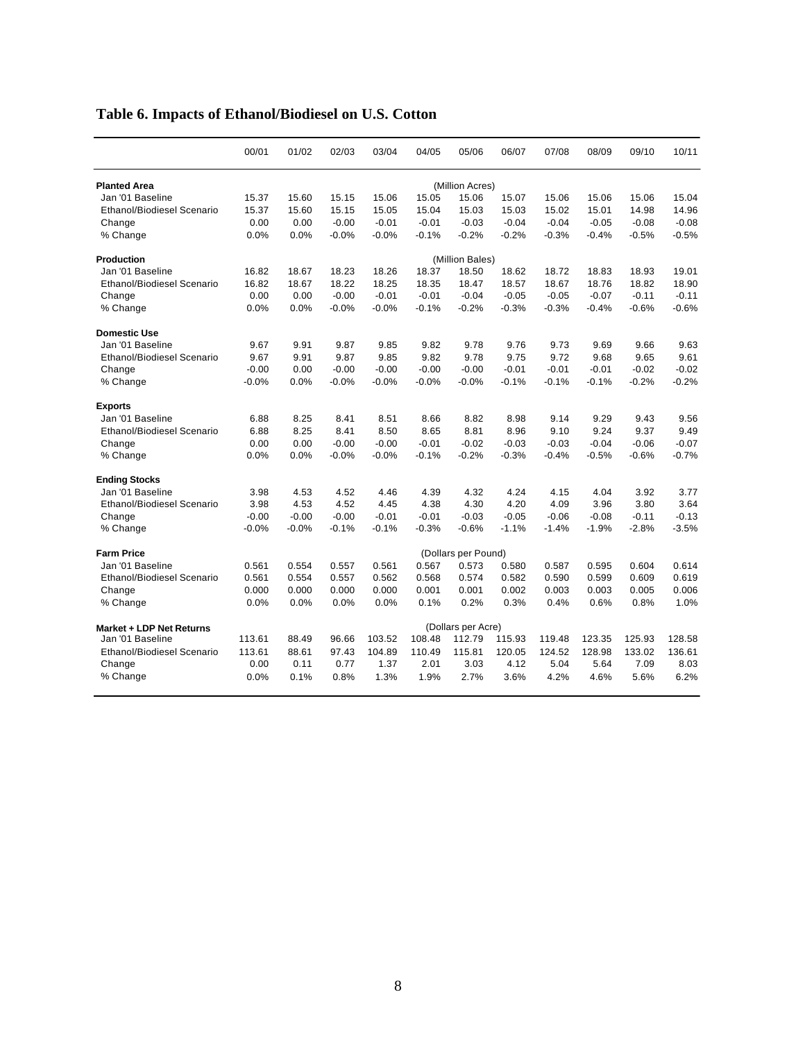**Table 6. Impacts of Ethanol/Biodiesel on U.S. Cotton**

| | 00/01 | 01/02 | 02/03 | 03/04 | 04/05 | 05/06 | 06/07 | 07/08 | 08/09 | 09/10 | 10/11 |
|---|---|---|---|---|---|---|---|---|---|---|---|
| **Planted Area** | | | | | | (Million Acres) | | | | | |
| Jan '01 Baseline | 15.37 | 15.60 | 15.15 | 15.06 | 15.05 | 15.06 | 15.07 | 15.06 | 15.06 | 15.06 | 15.04 |
| Ethanol/Biodiesel Scenario | 15.37 | 15.60 | 15.15 | 15.05 | 15.04 | 15.03 | 15.03 | 15.02 | 15.01 | 14.98 | 14.96 |
| Change | 0.00 | 0.00 | -0.00 | -0.01 | -0.01 | -0.03 | -0.04 | -0.04 | -0.05 | -0.08 | -0.08 |
| % Change | 0.0% | 0.0% | -0.0% | -0.0% | -0.1% | -0.2% | -0.2% | -0.3% | -0.4% | -0.5% | -0.5% |
| **Production** | | | | | | (Million Bales) | | | | | |
| Jan '01 Baseline | 16.82 | 18.67 | 18.23 | 18.26 | 18.37 | 18.50 | 18.62 | 18.72 | 18.83 | 18.93 | 19.01 |
| Ethanol/Biodiesel Scenario | 16.82 | 18.67 | 18.22 | 18.25 | 18.35 | 18.47 | 18.57 | 18.67 | 18.76 | 18.82 | 18.90 |
| Change | 0.00 | 0.00 | -0.00 | -0.01 | -0.01 | -0.04 | -0.05 | -0.05 | -0.07 | -0.11 | -0.11 |
| % Change | 0.0% | 0.0% | -0.0% | -0.0% | -0.1% | -0.2% | -0.3% | -0.3% | -0.4% | -0.6% | -0.6% |
| **Domestic Use** | | | | | | | | | | | |
| Jan '01 Baseline | 9.67 | 9.91 | 9.87 | 9.85 | 9.82 | 9.78 | 9.76 | 9.73 | 9.69 | 9.66 | 9.63 |
| Ethanol/Biodiesel Scenario | 9.67 | 9.91 | 9.87 | 9.85 | 9.82 | 9.78 | 9.75 | 9.72 | 9.68 | 9.65 | 9.61 |
| Change | -0.00 | 0.00 | -0.00 | -0.00 | -0.00 | -0.00 | -0.01 | -0.01 | -0.01 | -0.02 | -0.02 |
| % Change | -0.0% | 0.0% | -0.0% | -0.0% | -0.0% | -0.0% | -0.1% | -0.1% | -0.1% | -0.2% | -0.2% |
| **Exports** | | | | | | | | | | | |
| Jan '01 Baseline | 6.88 | 8.25 | 8.41 | 8.51 | 8.66 | 8.82 | 8.98 | 9.14 | 9.29 | 9.43 | 9.56 |
| Ethanol/Biodiesel Scenario | 6.88 | 8.25 | 8.41 | 8.50 | 8.65 | 8.81 | 8.96 | 9.10 | 9.24 | 9.37 | 9.49 |
| Change | 0.00 | 0.00 | -0.00 | -0.00 | -0.01 | -0.02 | -0.03 | -0.03 | -0.04 | -0.06 | -0.07 |
| % Change | 0.0% | 0.0% | -0.0% | -0.0% | -0.1% | -0.2% | -0.3% | -0.4% | -0.5% | -0.6% | -0.7% |
| **Ending Stocks** | | | | | | | | | | | |
| Jan '01 Baseline | 3.98 | 4.53 | 4.52 | 4.46 | 4.39 | 4.32 | 4.24 | 4.15 | 4.04 | 3.92 | 3.77 |
| Ethanol/Biodiesel Scenario | 3.98 | 4.53 | 4.52 | 4.45 | 4.38 | 4.30 | 4.20 | 4.09 | 3.96 | 3.80 | 3.64 |
| Change | -0.00 | -0.00 | -0.00 | -0.01 | -0.01 | -0.03 | -0.05 | -0.06 | -0.08 | -0.11 | -0.13 |
| % Change | -0.0% | -0.0% | -0.1% | -0.1% | -0.3% | -0.6% | -1.1% | -1.4% | -1.9% | -2.8% | -3.5% |
| **Farm Price** | | | | | | (Dollars per Pound) | | | | | |
| Jan '01 Baseline | 0.561 | 0.554 | 0.557 | 0.561 | 0.567 | 0.573 | 0.580 | 0.587 | 0.595 | 0.604 | 0.614 |
| Ethanol/Biodiesel Scenario | 0.561 | 0.554 | 0.557 | 0.562 | 0.568 | 0.574 | 0.582 | 0.590 | 0.599 | 0.609 | 0.619 |
| Change | 0.000 | 0.000 | 0.000 | 0.000 | 0.001 | 0.001 | 0.002 | 0.003 | 0.003 | 0.005 | 0.006 |
| % Change | 0.0% | 0.0% | 0.0% | 0.0% | 0.1% | 0.2% | 0.3% | 0.4% | 0.6% | 0.8% | 1.0% |
| **Market + LDP Net Returns** | | | | | | (Dollars per Acre) | | | | | |
| Jan '01 Baseline | 113.61 | 88.49 | 96.66 | 103.52 | 108.48 | 112.79 | 115.93 | 119.48 | 123.35 | 125.93 | 128.58 |
| Ethanol/Biodiesel Scenario | 113.61 | 88.61 | 97.43 | 104.89 | 110.49 | 115.81 | 120.05 | 124.52 | 128.98 | 133.02 | 136.61 |
| Change | 0.00 | 0.11 | 0.77 | 1.37 | 2.01 | 3.03 | 4.12 | 5.04 | 5.64 | 7.09 | 8.03 |
| % Change | 0.0% | 0.1% | 0.8% | 1.3% | 1.9% | 2.7% | 3.6% | 4.2% | 4.6% | 5.6% | 6.2% |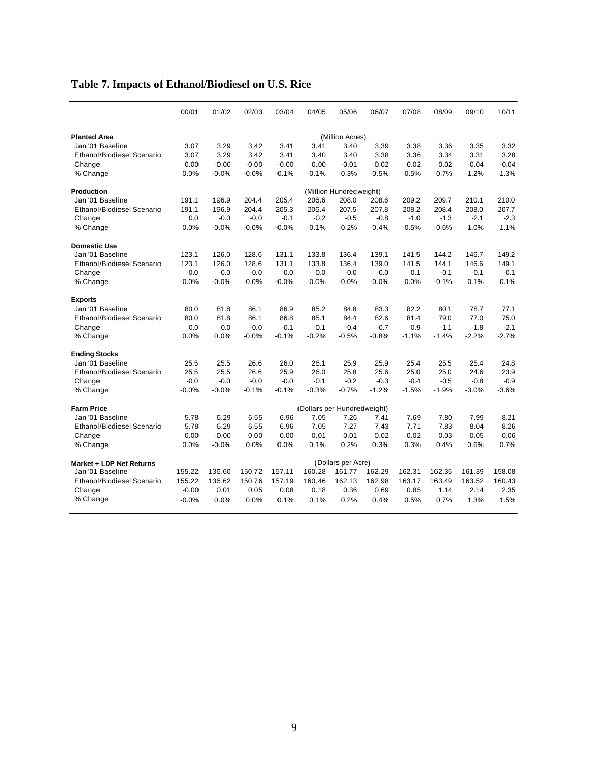## Table 7. Impacts of Ethanol/Biodiesel on U.S. Rice

| | 00/01 | 01/02 | 02/03 | 03/04 | 04/05 | 05/06 | 06/07 | 07/08 | 08/09 | 09/10 | 10/11 |
|---|---|---|---|---|---|---|---|---|---|---|---|
| **Planted Area** | | | | | | (Million Acres) | | | | | |
| Jan '01 Baseline | 3.07 | 3.29 | 3.42 | 3.41 | 3.41 | 3.40 | 3.39 | 3.38 | 3.36 | 3.35 | 3.32 |
| Ethanol/Biodiesel Scenario | 3.07 | 3.29 | 3.42 | 3.41 | 3.40 | 3.40 | 3.38 | 3.36 | 3.34 | 3.31 | 3.28 |
| Change | 0.00 | -0.00 | -0.00 | -0.00 | -0.00 | -0.01 | -0.02 | -0.02 | -0.02 | -0.04 | -0.04 |
| % Change | 0.0% | -0.0% | -0.0% | -0.1% | -0.1% | -0.3% | -0.5% | -0.5% | -0.7% | -1.2% | -1.3% |
| **Production** | | | | | | (Million Hundredweight) | | | | | |
| Jan '01 Baseline | 191.1 | 196.9 | 204.4 | 205.4 | 206.6 | 208.0 | 208.6 | 209.2 | 209.7 | 210.1 | 210.0 |
| Ethanol/Biodiesel Scenario | 191.1 | 196.9 | 204.4 | 205.3 | 206.4 | 207.5 | 207.8 | 208.2 | 208.4 | 208.0 | 207.7 |
| Change | 0.0 | -0.0 | -0.0 | -0.1 | -0.2 | -0.5 | -0.8 | -1.0 | -1.3 | -2.1 | -2.3 |
| % Change | 0.0% | -0.0% | -0.0% | -0.0% | -0.1% | -0.2% | -0.4% | -0.5% | -0.6% | -1.0% | -1.1% |
| **Domestic Use** | | | | | | | | | | | |
| Jan '01 Baseline | 123.1 | 126.0 | 128.6 | 131.1 | 133.8 | 136.4 | 139.1 | 141.5 | 144.2 | 146.7 | 149.2 |
| Ethanol/Biodiesel Scenario | 123.1 | 126.0 | 128.6 | 131.1 | 133.8 | 136.4 | 139.0 | 141.5 | 144.1 | 146.6 | 149.1 |
| Change | -0.0 | -0.0 | -0.0 | -0.0 | -0.0 | -0.0 | -0.0 | -0.1 | -0.1 | -0.1 | -0.1 |
| % Change | -0.0% | -0.0% | -0.0% | -0.0% | -0.0% | -0.0% | -0.0% | -0.0% | -0.1% | -0.1% | -0.1% |
| **Exports** | | | | | | | | | | | |
| Jan '01 Baseline | 80.0 | 81.8 | 86.1 | 86.9 | 85.2 | 84.8 | 83.3 | 82.2 | 80.1 | 78.7 | 77.1 |
| Ethanol/Biodiesel Scenario | 80.0 | 81.8 | 86.1 | 86.8 | 85.1 | 84.4 | 82.6 | 81.4 | 79.0 | 77.0 | 75.0 |
| Change | 0.0 | 0.0 | -0.0 | -0.1 | -0.1 | -0.4 | -0.7 | -0.9 | -1.1 | -1.8 | -2.1 |
| % Change | 0.0% | 0.0% | -0.0% | -0.1% | -0.2% | -0.5% | -0.8% | -1.1% | -1.4% | -2.2% | -2.7% |
| **Ending Stocks** | | | | | | | | | | | |
| Jan '01 Baseline | 25.5 | 25.5 | 26.6 | 26.0 | 26.1 | 25.9 | 25.9 | 25.4 | 25.5 | 25.4 | 24.8 |
| Ethanol/Biodiesel Scenario | 25.5 | 25.5 | 26.6 | 25.9 | 26.0 | 25.8 | 25.6 | 25.0 | 25.0 | 24.6 | 23.9 |
| Change | -0.0 | -0.0 | -0.0 | -0.0 | -0.1 | -0.2 | -0.3 | -0.4 | -0.5 | -0.8 | -0.9 |
| % Change | -0.0% | -0.0% | -0.1% | -0.1% | -0.3% | -0.7% | -1.2% | -1.5% | -1.9% | -3.0% | -3.6% |
| **Farm Price** | | | | | | (Dollars per Hundredweight) | | | | | |
| Jan '01 Baseline | 5.78 | 6.29 | 6.55 | 6.96 | 7.05 | 7.26 | 7.41 | 7.69 | 7.80 | 7.99 | 8.21 |
| Ethanol/Biodiesel Scenario | 5.78 | 6.29 | 6.55 | 6.96 | 7.05 | 7.27 | 7.43 | 7.71 | 7.83 | 8.04 | 8.26 |
| Change | 0.00 | -0.00 | 0.00 | 0.00 | 0.01 | 0.01 | 0.02 | 0.02 | 0.03 | 0.05 | 0.06 |
| % Change | 0.0% | -0.0% | 0.0% | 0.0% | 0.1% | 0.2% | 0.3% | 0.3% | 0.4% | 0.6% | 0.7% |
| **Market + LDP Net Returns** | | | | | | (Dollars per Acre) | | | | | |
| Jan '01 Baseline | 155.22 | 136.60 | 150.72 | 157.11 | 160.28 | 161.77 | 162.29 | 162.31 | 162.35 | 161.39 | 158.08 |
| Ethanol/Biodiesel Scenario | 155.22 | 136.62 | 150.76 | 157.19 | 160.46 | 162.13 | 162.98 | 163.17 | 163.49 | 163.52 | 160.43 |
| Change | -0.00 | 0.01 | 0.05 | 0.08 | 0.18 | 0.36 | 0.69 | 0.85 | 1.14 | 2.14 | 2.35 |
| % Change | -0.0% | 0.0% | 0.0% | 0.1% | 0.1% | 0.2% | 0.4% | 0.5% | 0.7% | 1.3% | 1.5% |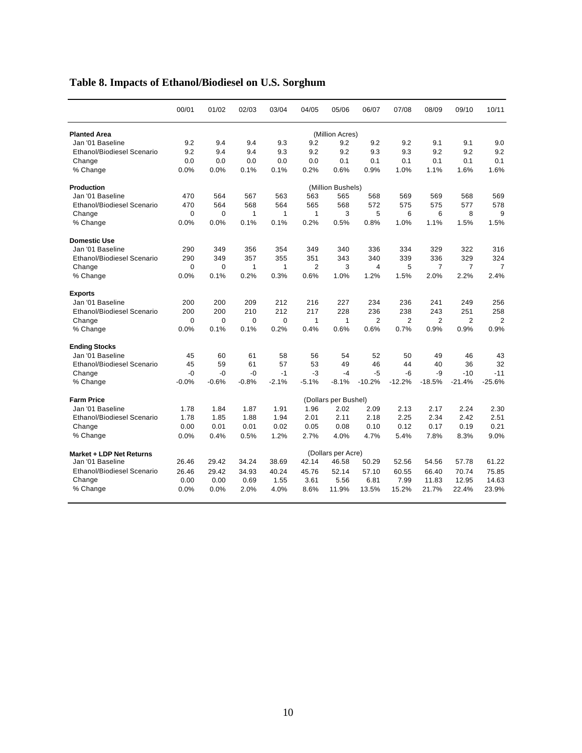## Table 8. Impacts of Ethanol/Biodiesel on U.S. Sorghum

| | 00/01 | 01/02 | 02/03 | 03/04 | 04/05 | 05/06 | 06/07 | 07/08 | 08/09 | 09/10 | 10/11 |
|---|---|---|---|---|---|---|---|---|---|---|---|
| **Planted Area** | | | | | | (Million Acres) | | | | | |
| Jan '01 Baseline | 9.2 | 9.4 | 9.4 | 9.3 | 9.2 | 9.2 | 9.2 | 9.2 | 9.1 | 9.1 | 9.0 |
| Ethanol/Biodiesel Scenario | 9.2 | 9.4 | 9.4 | 9.3 | 9.2 | 9.2 | 9.3 | 9.3 | 9.2 | 9.2 | 9.2 |
| Change | 0.0 | 0.0 | 0.0 | 0.0 | 0.0 | 0.1 | 0.1 | 0.1 | 0.1 | 0.1 | 0.1 |
| % Change | 0.0% | 0.0% | 0.1% | 0.1% | 0.2% | 0.6% | 0.9% | 1.0% | 1.1% | 1.6% | 1.6% |
| **Production** | | | | | | (Million Bushels) | | | | | |
| Jan '01 Baseline | 470 | 564 | 567 | 563 | 563 | 565 | 568 | 569 | 569 | 568 | 569 |
| Ethanol/Biodiesel Scenario | 470 | 564 | 568 | 564 | 565 | 568 | 572 | 575 | 575 | 577 | 578 |
| Change | 0 | 0 | 1 | 1 | 1 | 3 | 5 | 6 | 6 | 8 | 9 |
| % Change | 0.0% | 0.0% | 0.1% | 0.1% | 0.2% | 0.5% | 0.8% | 1.0% | 1.1% | 1.5% | 1.5% |
| **Domestic Use** | | | | | | | | | | | |
| Jan '01 Baseline | 290 | 349 | 356 | 354 | 349 | 340 | 336 | 334 | 329 | 322 | 316 |
| Ethanol/Biodiesel Scenario | 290 | 349 | 357 | 355 | 351 | 343 | 340 | 339 | 336 | 329 | 324 |
| Change | 0 | 0 | 1 | 1 | 2 | 3 | 4 | 5 | 7 | 7 | 7 |
| % Change | 0.0% | 0.1% | 0.2% | 0.3% | 0.6% | 1.0% | 1.2% | 1.5% | 2.0% | 2.2% | 2.4% |
| **Exports** | | | | | | | | | | | |
| Jan '01 Baseline | 200 | 200 | 209 | 212 | 216 | 227 | 234 | 236 | 241 | 249 | 256 |
| Ethanol/Biodiesel Scenario | 200 | 200 | 210 | 212 | 217 | 228 | 236 | 238 | 243 | 251 | 258 |
| Change | 0 | 0 | 0 | 0 | 1 | 1 | 2 | 2 | 2 | 2 | 2 |
| % Change | 0.0% | 0.1% | 0.1% | 0.2% | 0.4% | 0.6% | 0.6% | 0.7% | 0.9% | 0.9% | 0.9% |
| **Ending Stocks** | | | | | | | | | | | |
| Jan '01 Baseline | 45 | 60 | 61 | 58 | 56 | 54 | 52 | 50 | 49 | 46 | 43 |
| Ethanol/Biodiesel Scenario | 45 | 59 | 61 | 57 | 53 | 49 | 46 | 44 | 40 | 36 | 32 |
| Change | -0 | -0 | -0 | -1 | -3 | -4 | -5 | -6 | -9 | -10 | -11 |
| % Change | -0.0% | -0.6% | -0.8% | -2.1% | -5.1% | -8.1% | -10.2% | -12.2% | -18.5% | -21.4% | -25.6% |
| **Farm Price** | | | | | | (Dollars per Bushel) | | | | | |
| Jan '01 Baseline | 1.78 | 1.84 | 1.87 | 1.91 | 1.96 | 2.02 | 2.09 | 2.13 | 2.17 | 2.24 | 2.30 |
| Ethanol/Biodiesel Scenario | 1.78 | 1.85 | 1.88 | 1.94 | 2.01 | 2.11 | 2.18 | 2.25 | 2.34 | 2.42 | 2.51 |
| Change | 0.00 | 0.01 | 0.01 | 0.02 | 0.05 | 0.08 | 0.10 | 0.12 | 0.17 | 0.19 | 0.21 |
| % Change | 0.0% | 0.4% | 0.5% | 1.2% | 2.7% | 4.0% | 4.7% | 5.4% | 7.8% | 8.3% | 9.0% |
| **Market + LDP Net Returns** | | | | | | (Dollars per Acre) | | | | | |
| Jan '01 Baseline | 26.46 | 29.42 | 34.24 | 38.69 | 42.14 | 46.58 | 50.29 | 52.56 | 54.56 | 57.78 | 61.22 |
| Ethanol/Biodiesel Scenario | 26.46 | 29.42 | 34.93 | 40.24 | 45.76 | 52.14 | 57.10 | 60.55 | 66.40 | 70.74 | 75.85 |
| Change | 0.00 | 0.00 | 0.69 | 1.55 | 3.61 | 5.56 | 6.81 | 7.99 | 11.83 | 12.95 | 14.63 |
| % Change | 0.0% | 0.0% | 2.0% | 4.0% | 8.6% | 11.9% | 13.5% | 15.2% | 21.7% | 22.4% | 23.9% |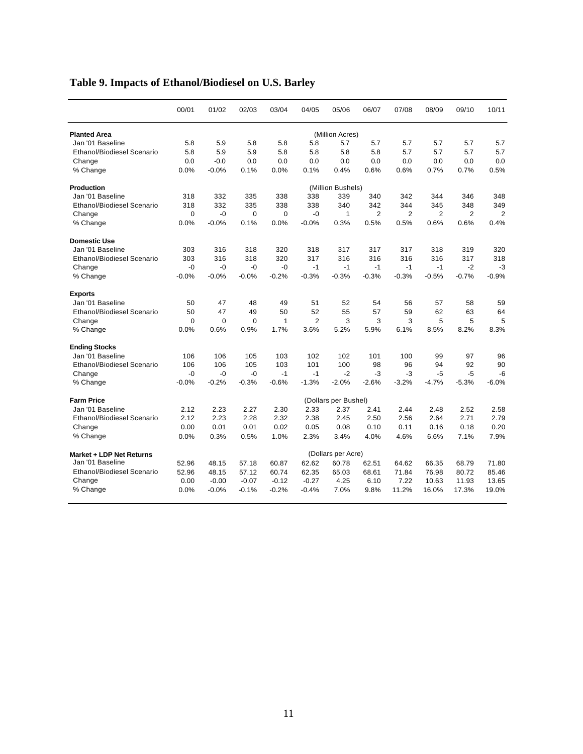# Table 9. Impacts of Ethanol/Biodiesel on U.S. Barley

| | 00/01 | 01/02 | 02/03 | 03/04 | 04/05 | 05/06 | 06/07 | 07/08 | 08/09 | 09/10 | 10/11 |
|---|---|---|---|---|---|---|---|---|---|---|---|
| **Planted Area** | | | | | | (Million Acres) | | | | | |
| Jan '01 Baseline | 5.8 | 5.9 | 5.8 | 5.8 | 5.8 | 5.7 | 5.7 | 5.7 | 5.7 | 5.7 | 5.7 |
| Ethanol/Biodiesel Scenario | 5.8 | 5.9 | 5.9 | 5.8 | 5.8 | 5.8 | 5.8 | 5.7 | 5.7 | 5.7 | 5.7 |
| Change | 0.0 | -0.0 | 0.0 | 0.0 | 0.0 | 0.0 | 0.0 | 0.0 | 0.0 | 0.0 | 0.0 |
| % Change | 0.0% | -0.0% | 0.1% | 0.0% | 0.1% | 0.4% | 0.6% | 0.6% | 0.7% | 0.7% | 0.5% |
| **Production** | | | | | | (Million Bushels) | | | | | |
| Jan '01 Baseline | 318 | 332 | 335 | 338 | 338 | 339 | 340 | 342 | 344 | 346 | 348 |
| Ethanol/Biodiesel Scenario | 318 | 332 | 335 | 338 | 338 | 340 | 342 | 344 | 345 | 348 | 349 |
| Change | 0 | -0 | 0 | 0 | -0 | 1 | 2 | 2 | 2 | 2 | 2 |
| % Change | 0.0% | -0.0% | 0.1% | 0.0% | -0.0% | 0.3% | 0.5% | 0.5% | 0.6% | 0.6% | 0.4% |
| **Domestic Use** | | | | | | | | | | | |
| Jan '01 Baseline | 303 | 316 | 318 | 320 | 318 | 317 | 317 | 317 | 318 | 319 | 320 |
| Ethanol/Biodiesel Scenario | 303 | 316 | 318 | 320 | 317 | 316 | 316 | 316 | 316 | 317 | 318 |
| Change | -0 | -0 | -0 | -0 | -1 | -1 | -1 | -1 | -1 | -2 | -3 |
| % Change | -0.0% | -0.0% | -0.0% | -0.2% | -0.3% | -0.3% | -0.3% | -0.3% | -0.5% | -0.7% | -0.9% |
| **Exports** | | | | | | | | | | | |
| Jan '01 Baseline | 50 | 47 | 48 | 49 | 51 | 52 | 54 | 56 | 57 | 58 | 59 |
| Ethanol/Biodiesel Scenario | 50 | 47 | 49 | 50 | 52 | 55 | 57 | 59 | 62 | 63 | 64 |
| Change | 0 | 0 | 0 | 1 | 2 | 3 | 3 | 3 | 5 | 5 | 5 |
| % Change | 0.0% | 0.6% | 0.9% | 1.7% | 3.6% | 5.2% | 5.9% | 6.1% | 8.5% | 8.2% | 8.3% |
| **Ending Stocks** | | | | | | | | | | | |
| Jan '01 Baseline | 106 | 106 | 105 | 103 | 102 | 102 | 101 | 100 | 99 | 97 | 96 |
| Ethanol/Biodiesel Scenario | 106 | 106 | 105 | 103 | 101 | 100 | 98 | 96 | 94 | 92 | 90 |
| Change | -0 | -0 | -0 | -1 | -1 | -2 | -3 | -3 | -5 | -5 | -6 |
| % Change | -0.0% | -0.2% | -0.3% | -0.6% | -1.3% | -2.0% | -2.6% | -3.2% | -4.7% | -5.3% | -6.0% |
| **Farm Price** | | | | | | (Dollars per Bushel) | | | | | |
| Jan '01 Baseline | 2.12 | 2.23 | 2.27 | 2.30 | 2.33 | 2.37 | 2.41 | 2.44 | 2.48 | 2.52 | 2.58 |
| Ethanol/Biodiesel Scenario | 2.12 | 2.23 | 2.28 | 2.32 | 2.38 | 2.45 | 2.50 | 2.56 | 2.64 | 2.71 | 2.79 |
| Change | 0.00 | 0.01 | 0.01 | 0.02 | 0.05 | 0.08 | 0.10 | 0.11 | 0.16 | 0.18 | 0.20 |
| % Change | 0.0% | 0.3% | 0.5% | 1.0% | 2.3% | 3.4% | 4.0% | 4.6% | 6.6% | 7.1% | 7.9% |
| **Market + LDP Net Returns** | | | | | | (Dollars per Acre) | | | | | |
| Jan '01 Baseline | 52.96 | 48.15 | 57.18 | 60.87 | 62.62 | 60.78 | 62.51 | 64.62 | 66.35 | 68.79 | 71.80 |
| Ethanol/Biodiesel Scenario | 52.96 | 48.15 | 57.12 | 60.74 | 62.35 | 65.03 | 68.61 | 71.84 | 76.98 | 80.72 | 85.46 |
| Change | 0.00 | -0.00 | -0.07 | -0.12 | -0.27 | 4.25 | 6.10 | 7.22 | 10.63 | 11.93 | 13.65 |
| % Change | 0.0% | -0.0% | -0.1% | -0.2% | -0.4% | 7.0% | 9.8% | 11.2% | 16.0% | 17.3% | 19.0% |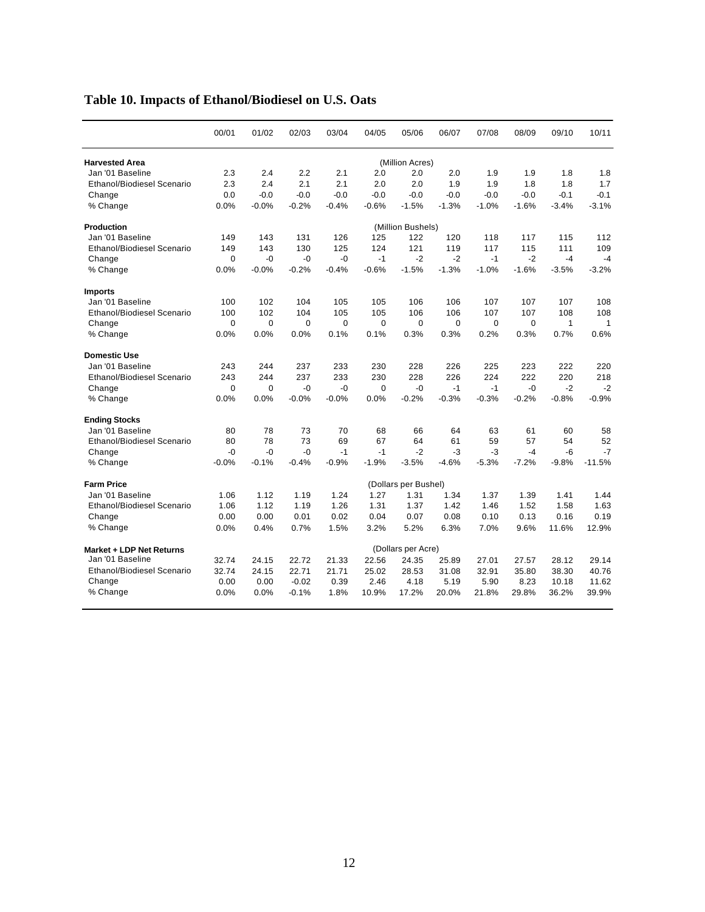# Table 10. Impacts of Ethanol/Biodiesel on U.S. Oats

| | 00/01 | 01/02 | 02/03 | 03/04 | 04/05 | 05/06 | 06/07 | 07/08 | 08/09 | 09/10 | 10/11 |
|---|---|---|---|---|---|---|---|---|---|---|---|
| **Harvested Area** | | | | | | (Million Acres) | | | | | |
| Jan '01 Baseline | 2.3 | 2.4 | 2.2 | 2.1 | 2.0 | 2.0 | 2.0 | 1.9 | 1.9 | 1.8 | 1.8 |
| Ethanol/Biodiesel Scenario | 2.3 | 2.4 | 2.1 | 2.1 | 2.0 | 2.0 | 1.9 | 1.9 | 1.8 | 1.8 | 1.7 |
| Change | 0.0 | -0.0 | -0.0 | -0.0 | -0.0 | -0.0 | -0.0 | -0.0 | -0.0 | -0.1 | -0.1 |
| % Change | 0.0% | -0.0% | -0.2% | -0.4% | -0.6% | -1.5% | -1.3% | -1.0% | -1.6% | -3.4% | -3.1% |
| **Production** | | | | | | (Million Bushels) | | | | | |
| Jan '01 Baseline | 149 | 143 | 131 | 126 | 125 | 122 | 120 | 118 | 117 | 115 | 112 |
| Ethanol/Biodiesel Scenario | 149 | 143 | 130 | 125 | 124 | 121 | 119 | 117 | 115 | 111 | 109 |
| Change | 0 | -0 | -0 | -0 | -1 | -2 | -2 | -1 | -2 | -4 | -4 |
| % Change | 0.0% | -0.0% | -0.2% | -0.4% | -0.6% | -1.5% | -1.3% | -1.0% | -1.6% | -3.5% | -3.2% |
| **Imports** | | | | | | | | | | | |
| Jan '01 Baseline | 100 | 102 | 104 | 105 | 105 | 106 | 106 | 107 | 107 | 107 | 108 |
| Ethanol/Biodiesel Scenario | 100 | 102 | 104 | 105 | 105 | 106 | 106 | 107 | 107 | 108 | 108 |
| Change | 0 | 0 | 0 | 0 | 0 | 0 | 0 | 0 | 0 | 1 | 1 |
| % Change | 0.0% | 0.0% | 0.0% | 0.1% | 0.1% | 0.3% | 0.3% | 0.2% | 0.3% | 0.7% | 0.6% |
| **Domestic Use** | | | | | | | | | | | |
| Jan '01 Baseline | 243 | 244 | 237 | 233 | 230 | 228 | 226 | 225 | 223 | 222 | 220 |
| Ethanol/Biodiesel Scenario | 243 | 244 | 237 | 233 | 230 | 228 | 226 | 224 | 222 | 220 | 218 |
| Change | 0 | 0 | -0 | -0 | 0 | -0 | -1 | -1 | -0 | -2 | -2 |
| % Change | 0.0% | 0.0% | -0.0% | -0.0% | 0.0% | -0.2% | -0.3% | -0.3% | -0.2% | -0.8% | -0.9% |
| **Ending Stocks** | | | | | | | | | | | |
| Jan '01 Baseline | 80 | 78 | 73 | 70 | 68 | 66 | 64 | 63 | 61 | 60 | 58 |
| Ethanol/Biodiesel Scenario | 80 | 78 | 73 | 69 | 67 | 64 | 61 | 59 | 57 | 54 | 52 |
| Change | -0 | -0 | -0 | -1 | -1 | -2 | -3 | -3 | -4 | -6 | -7 |
| % Change | -0.0% | -0.1% | -0.4% | -0.9% | -1.9% | -3.5% | -4.6% | -5.3% | -7.2% | -9.8% | -11.5% |
| **Farm Price** | | | | | | (Dollars per Bushel) | | | | | |
| Jan '01 Baseline | 1.06 | 1.12 | 1.19 | 1.24 | 1.27 | 1.31 | 1.34 | 1.37 | 1.39 | 1.41 | 1.44 |
| Ethanol/Biodiesel Scenario | 1.06 | 1.12 | 1.19 | 1.26 | 1.31 | 1.37 | 1.42 | 1.46 | 1.52 | 1.58 | 1.63 |
| Change | 0.00 | 0.00 | 0.01 | 0.02 | 0.04 | 0.07 | 0.08 | 0.10 | 0.13 | 0.16 | 0.19 |
| % Change | 0.0% | 0.4% | 0.7% | 1.5% | 3.2% | 5.2% | 6.3% | 7.0% | 9.6% | 11.6% | 12.9% |
| **Market + LDP Net Returns** | | | | | | (Dollars per Acre) | | | | | |
| Jan '01 Baseline | 32.74 | 24.15 | 22.72 | 21.33 | 22.56 | 24.35 | 25.89 | 27.01 | 27.57 | 28.12 | 29.14 |
| Ethanol/Biodiesel Scenario | 32.74 | 24.15 | 22.71 | 21.71 | 25.02 | 28.53 | 31.08 | 32.91 | 35.80 | 38.30 | 40.76 |
| Change | 0.00 | 0.00 | -0.02 | 0.39 | 2.46 | 4.18 | 5.19 | 5.90 | 8.23 | 10.18 | 11.62 |
| % Change | 0.0% | 0.0% | -0.1% | 1.8% | 10.9% | 17.2% | 20.0% | 21.8% | 29.8% | 36.2% | 39.9% |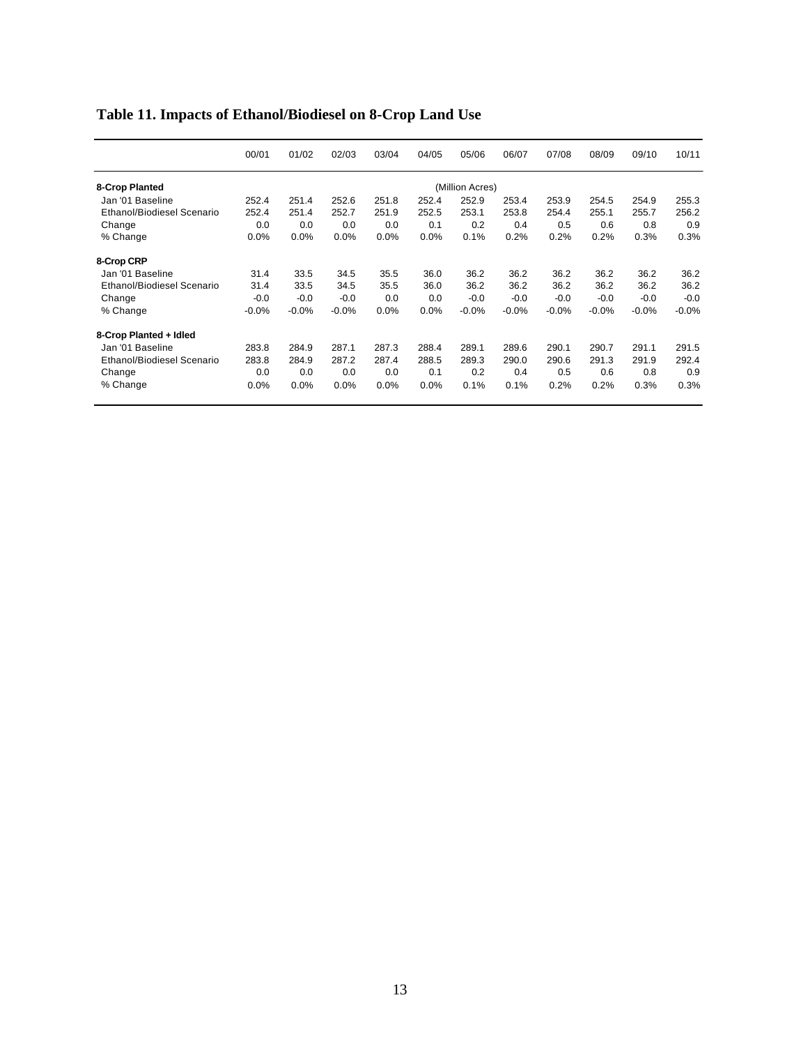# Table 11. Impacts of Ethanol/Biodiesel on 8-Crop Land Use

| | 00/01 | 01/02 | 02/03 | 03/04 | 04/05 | 05/06 | 06/07 | 07/08 | 08/09 | 09/10 | 10/11 |
|---|---|---|---|---|---|---|---|---|---|---|---|
| **8-Crop Planted** | | | | | | (Million Acres) | | | | | |
| Jan '01 Baseline | 252.4 | 251.4 | 252.6 | 251.8 | 252.4 | 252.9 | 253.4 | 253.9 | 254.5 | 254.9 | 255.3 |
| Ethanol/Biodiesel Scenario | 252.4 | 251.4 | 252.7 | 251.9 | 252.5 | 253.1 | 253.8 | 254.4 | 255.1 | 255.7 | 256.2 |
| Change | 0.0 | 0.0 | 0.0 | 0.0 | 0.1 | 0.2 | 0.4 | 0.5 | 0.6 | 0.8 | 0.9 |
| % Change | 0.0% | 0.0% | 0.0% | 0.0% | 0.0% | 0.1% | 0.2% | 0.2% | 0.2% | 0.3% | 0.3% |
| **8-Crop CRP** | | | | | | | | | | | |
| Jan '01 Baseline | 31.4 | 33.5 | 34.5 | 35.5 | 36.0 | 36.2 | 36.2 | 36.2 | 36.2 | 36.2 | 36.2 |
| Ethanol/Biodiesel Scenario | 31.4 | 33.5 | 34.5 | 35.5 | 36.0 | 36.2 | 36.2 | 36.2 | 36.2 | 36.2 | 36.2 |
| Change | -0.0 | -0.0 | -0.0 | 0.0 | 0.0 | -0.0 | -0.0 | -0.0 | -0.0 | -0.0 | -0.0 |
| % Change | -0.0% | -0.0% | -0.0% | 0.0% | 0.0% | -0.0% | -0.0% | -0.0% | -0.0% | -0.0% | -0.0% |
| **8-Crop Planted + Idled** | | | | | | | | | | | |
| Jan '01 Baseline | 283.8 | 284.9 | 287.1 | 287.3 | 288.4 | 289.1 | 289.6 | 290.1 | 290.7 | 291.1 | 291.5 |
| Ethanol/Biodiesel Scenario | 283.8 | 284.9 | 287.2 | 287.4 | 288.5 | 289.3 | 290.0 | 290.6 | 291.3 | 291.9 | 292.4 |
| Change | 0.0 | 0.0 | 0.0 | 0.0 | 0.1 | 0.2 | 0.4 | 0.5 | 0.6 | 0.8 | 0.9 |
| % Change | 0.0% | 0.0% | 0.0% | 0.0% | 0.0% | 0.1% | 0.1% | 0.2% | 0.2% | 0.3% | 0.3% |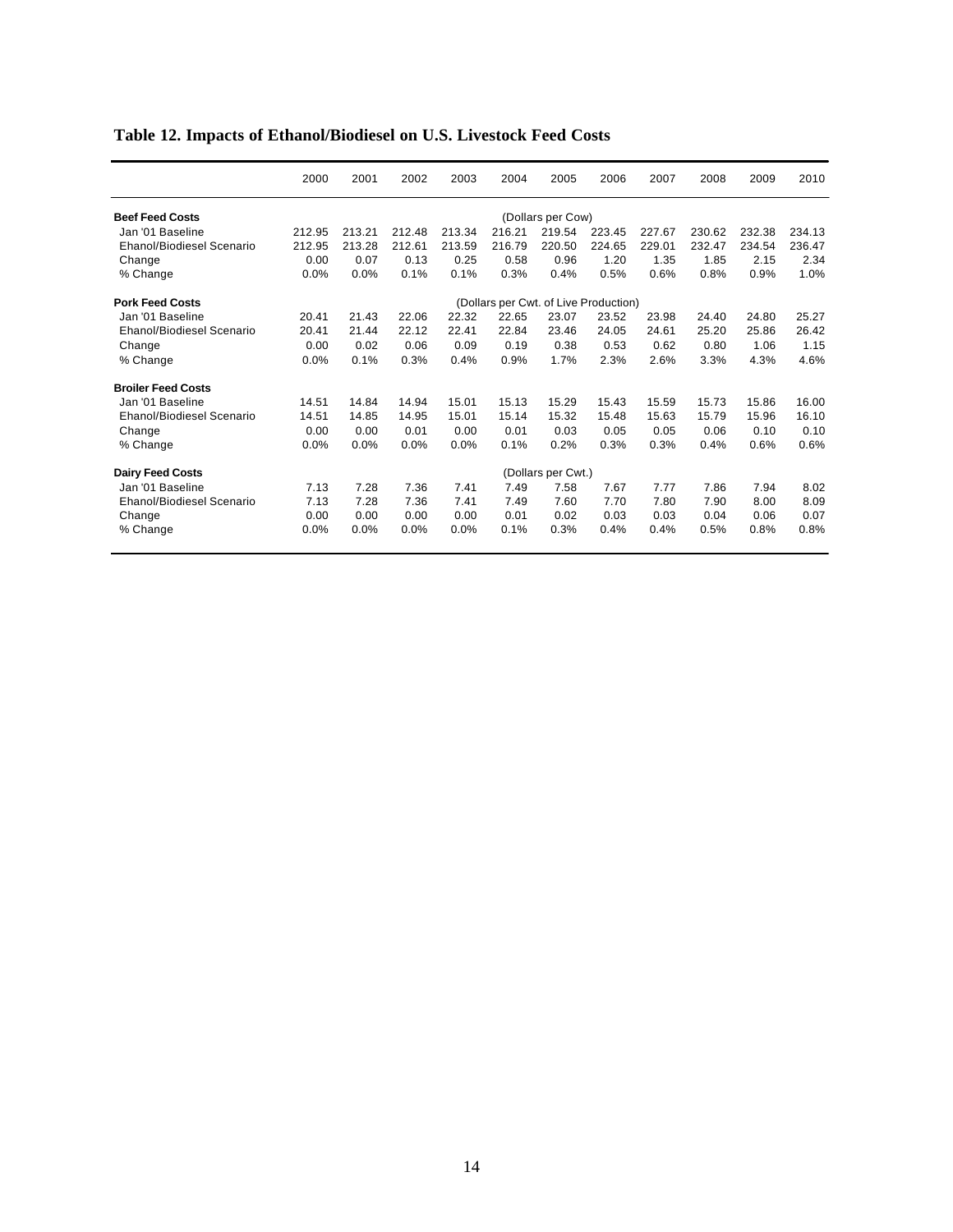**Table 12. Impacts of Ethanol/Biodiesel on U.S. Livestock Feed Costs**

| | 2000 | 2001 | 2002 | 2003 | 2004 | 2005 | 2006 | 2007 | 2008 | 2009 | 2010 |
|---|---|---|---|---|---|---|---|---|---|---|---|
| **Beef Feed Costs** | | | | | | (Dollars per Cow) | | | | | |
| Jan '01 Baseline | 212.95 | 213.21 | 212.48 | 213.34 | 216.21 | 219.54 | 223.45 | 227.67 | 230.62 | 232.38 | 234.13 |
| Ehanol/Biodiesel Scenario | 212.95 | 213.28 | 212.61 | 213.59 | 216.79 | 220.50 | 224.65 | 229.01 | 232.47 | 234.54 | 236.47 |
| Change | 0.00 | 0.07 | 0.13 | 0.25 | 0.58 | 0.96 | 1.20 | 1.35 | 1.85 | 2.15 | 2.34 |
| % Change | 0.0% | 0.0% | 0.1% | 0.1% | 0.3% | 0.4% | 0.5% | 0.6% | 0.8% | 0.9% | 1.0% |
| **Pork Feed Costs** | | | | | | (Dollars per Cwt. of Live Production) | | | | | |
| Jan '01 Baseline | 20.41 | 21.43 | 22.06 | 22.32 | 22.65 | 23.07 | 23.52 | 23.98 | 24.40 | 24.80 | 25.27 |
| Ehanol/Biodiesel Scenario | 20.41 | 21.44 | 22.12 | 22.41 | 22.84 | 23.46 | 24.05 | 24.61 | 25.20 | 25.86 | 26.42 |
| Change | 0.00 | 0.02 | 0.06 | 0.09 | 0.19 | 0.38 | 0.53 | 0.62 | 0.80 | 1.06 | 1.15 |
| % Change | 0.0% | 0.1% | 0.3% | 0.4% | 0.9% | 1.7% | 2.3% | 2.6% | 3.3% | 4.3% | 4.6% |
| **Broiler Feed Costs** | | | | | | | | | | | |
| Jan '01 Baseline | 14.51 | 14.84 | 14.94 | 15.01 | 15.13 | 15.29 | 15.43 | 15.59 | 15.73 | 15.86 | 16.00 |
| Ehanol/Biodiesel Scenario | 14.51 | 14.85 | 14.95 | 15.01 | 15.14 | 15.32 | 15.48 | 15.63 | 15.79 | 15.96 | 16.10 |
| Change | 0.00 | 0.00 | 0.01 | 0.00 | 0.01 | 0.03 | 0.05 | 0.05 | 0.06 | 0.10 | 0.10 |
| % Change | 0.0% | 0.0% | 0.0% | 0.0% | 0.1% | 0.2% | 0.3% | 0.3% | 0.4% | 0.6% | 0.6% |
| **Dairy Feed Costs** | | | | | | (Dollars per Cwt.) | | | | | |
| Jan '01 Baseline | 7.13 | 7.28 | 7.36 | 7.41 | 7.49 | 7.58 | 7.67 | 7.77 | 7.86 | 7.94 | 8.02 |
| Ehanol/Biodiesel Scenario | 7.13 | 7.28 | 7.36 | 7.41 | 7.49 | 7.60 | 7.70 | 7.80 | 7.90 | 8.00 | 8.09 |
| Change | 0.00 | 0.00 | 0.00 | 0.00 | 0.01 | 0.02 | 0.03 | 0.03 | 0.04 | 0.06 | 0.07 |
| % Change | 0.0% | 0.0% | 0.0% | 0.0% | 0.1% | 0.3% | 0.4% | 0.4% | 0.5% | 0.8% | 0.8% |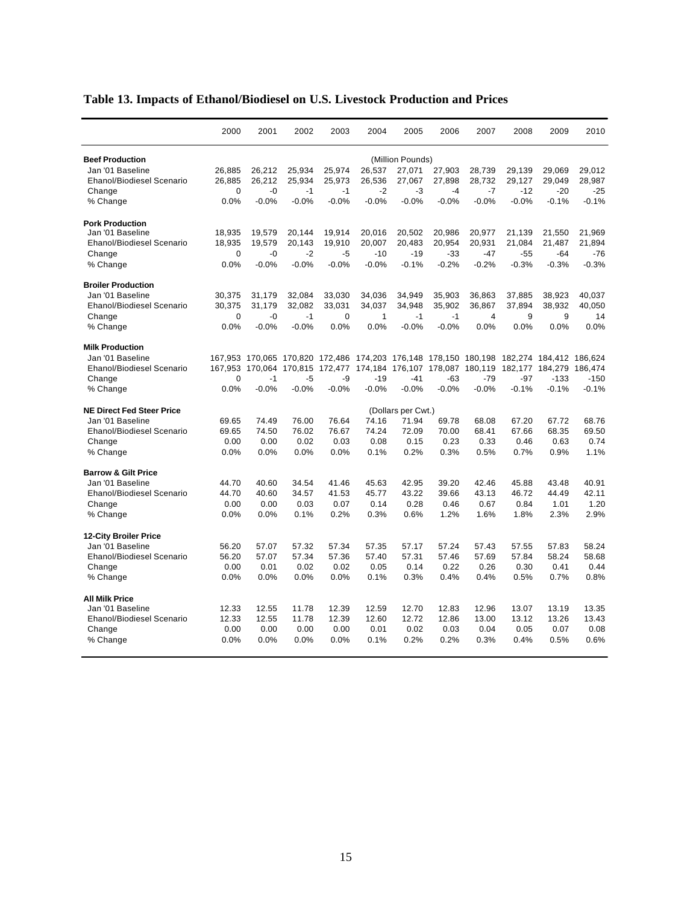## Table 13. Impacts of Ethanol/Biodiesel on U.S. Livestock Production and Prices

| | 2000 | 2001 | 2002 | 2003 | 2004 | 2005 | 2006 | 2007 | 2008 | 2009 | 2010 |
|---|---|---|---|---|---|---|---|---|---|---|---|
| **Beef Production** | | | | | | (Million Pounds) | | | | | |
| Jan '01 Baseline | 26,885 | 26,212 | 25,934 | 25,974 | 26,537 | 27,071 | 27,903 | 28,739 | 29,139 | 29,069 | 29,012 |
| Ehanol/Biodiesel Scenario | 26,885 | 26,212 | 25,934 | 25,973 | 26,536 | 27,067 | 27,898 | 28,732 | 29,127 | 29,049 | 28,987 |
| Change | 0 | -0 | -1 | -1 | -2 | -3 | -4 | -7 | -12 | -20 | -25 |
| % Change | 0.0% | -0.0% | -0.0% | -0.0% | -0.0% | -0.0% | -0.0% | -0.0% | -0.0% | -0.1% | -0.1% |
| **Pork Production** | | | | | | | | | | | |
| Jan '01 Baseline | 18,935 | 19,579 | 20,144 | 19,914 | 20,016 | 20,502 | 20,986 | 20,977 | 21,139 | 21,550 | 21,969 |
| Ehanol/Biodiesel Scenario | 18,935 | 19,579 | 20,143 | 19,910 | 20,007 | 20,483 | 20,954 | 20,931 | 21,084 | 21,487 | 21,894 |
| Change | 0 | -0 | -2 | -5 | -10 | -19 | -33 | -47 | -55 | -64 | -76 |
| % Change | 0.0% | -0.0% | -0.0% | -0.0% | -0.0% | -0.1% | -0.2% | -0.2% | -0.3% | -0.3% | -0.3% |
| **Broiler Production** | | | | | | | | | | | |
| Jan '01 Baseline | 30,375 | 31,179 | 32,084 | 33,030 | 34,036 | 34,949 | 35,903 | 36,863 | 37,885 | 38,923 | 40,037 |
| Ehanol/Biodiesel Scenario | 30,375 | 31,179 | 32,082 | 33,031 | 34,037 | 34,948 | 35,902 | 36,867 | 37,894 | 38,932 | 40,050 |
| Change | 0 | -0 | -1 | 0 | 1 | -1 | -1 | 4 | 9 | 9 | 14 |
| % Change | 0.0% | -0.0% | -0.0% | 0.0% | 0.0% | -0.0% | -0.0% | 0.0% | 0.0% | 0.0% | 0.0% |
| **Milk Production** | | | | | | | | | | | |
| Jan '01 Baseline | 167,953 | 170,065 | 170,820 | 172,486 | 174,203 | 176,148 | 178,150 | 180,198 | 182,274 | 184,412 | 186,624 |
| Ehanol/Biodiesel Scenario | 167,953 | 170,064 | 170,815 | 172,477 | 174,184 | 176,107 | 178,087 | 180,119 | 182,177 | 184,279 | 186,474 |
| Change | 0 | -1 | -5 | -9 | -19 | -41 | -63 | -79 | -97 | -133 | -150 |
| % Change | 0.0% | -0.0% | -0.0% | -0.0% | -0.0% | -0.0% | -0.0% | -0.0% | -0.1% | -0.1% | -0.1% |
| **NE Direct Fed Steer Price** | | | | | | (Dollars per Cwt.) | | | | | |
| Jan '01 Baseline | 69.65 | 74.49 | 76.00 | 76.64 | 74.16 | 71.94 | 69.78 | 68.08 | 67.20 | 67.72 | 68.76 |
| Ehanol/Biodiesel Scenario | 69.65 | 74.50 | 76.02 | 76.67 | 74.24 | 72.09 | 70.00 | 68.41 | 67.66 | 68.35 | 69.50 |
| Change | 0.00 | 0.00 | 0.02 | 0.03 | 0.08 | 0.15 | 0.23 | 0.33 | 0.46 | 0.63 | 0.74 |
| % Change | 0.0% | 0.0% | 0.0% | 0.0% | 0.1% | 0.2% | 0.3% | 0.5% | 0.7% | 0.9% | 1.1% |
| **Barrow & Gilt Price** | | | | | | | | | | | |
| Jan '01 Baseline | 44.70 | 40.60 | 34.54 | 41.46 | 45.63 | 42.95 | 39.20 | 42.46 | 45.88 | 43.48 | 40.91 |
| Ehanol/Biodiesel Scenario | 44.70 | 40.60 | 34.57 | 41.53 | 45.77 | 43.22 | 39.66 | 43.13 | 46.72 | 44.49 | 42.11 |
| Change | 0.00 | 0.00 | 0.03 | 0.07 | 0.14 | 0.28 | 0.46 | 0.67 | 0.84 | 1.01 | 1.20 |
| % Change | 0.0% | 0.0% | 0.1% | 0.2% | 0.3% | 0.6% | 1.2% | 1.6% | 1.8% | 2.3% | 2.9% |
| **12-City Broiler Price** | | | | | | | | | | | |
| Jan '01 Baseline | 56.20 | 57.07 | 57.32 | 57.34 | 57.35 | 57.17 | 57.24 | 57.43 | 57.55 | 57.83 | 58.24 |
| Ehanol/Biodiesel Scenario | 56.20 | 57.07 | 57.34 | 57.36 | 57.40 | 57.31 | 57.46 | 57.69 | 57.84 | 58.24 | 58.68 |
| Change | 0.00 | 0.01 | 0.02 | 0.02 | 0.05 | 0.14 | 0.22 | 0.26 | 0.30 | 0.41 | 0.44 |
| % Change | 0.0% | 0.0% | 0.0% | 0.0% | 0.1% | 0.3% | 0.4% | 0.4% | 0.5% | 0.7% | 0.8% |
| **All Milk Price** | | | | | | | | | | | |
| Jan '01 Baseline | 12.33 | 12.55 | 11.78 | 12.39 | 12.59 | 12.70 | 12.83 | 12.96 | 13.07 | 13.19 | 13.35 |
| Ehanol/Biodiesel Scenario | 12.33 | 12.55 | 11.78 | 12.39 | 12.60 | 12.72 | 12.86 | 13.00 | 13.12 | 13.26 | 13.43 |
| Change | 0.00 | 0.00 | 0.00 | 0.00 | 0.01 | 0.02 | 0.03 | 0.04 | 0.05 | 0.07 | 0.08 |
| % Change | 0.0% | 0.0% | 0.0% | 0.0% | 0.1% | 0.2% | 0.2% | 0.3% | 0.4% | 0.5% | 0.6% |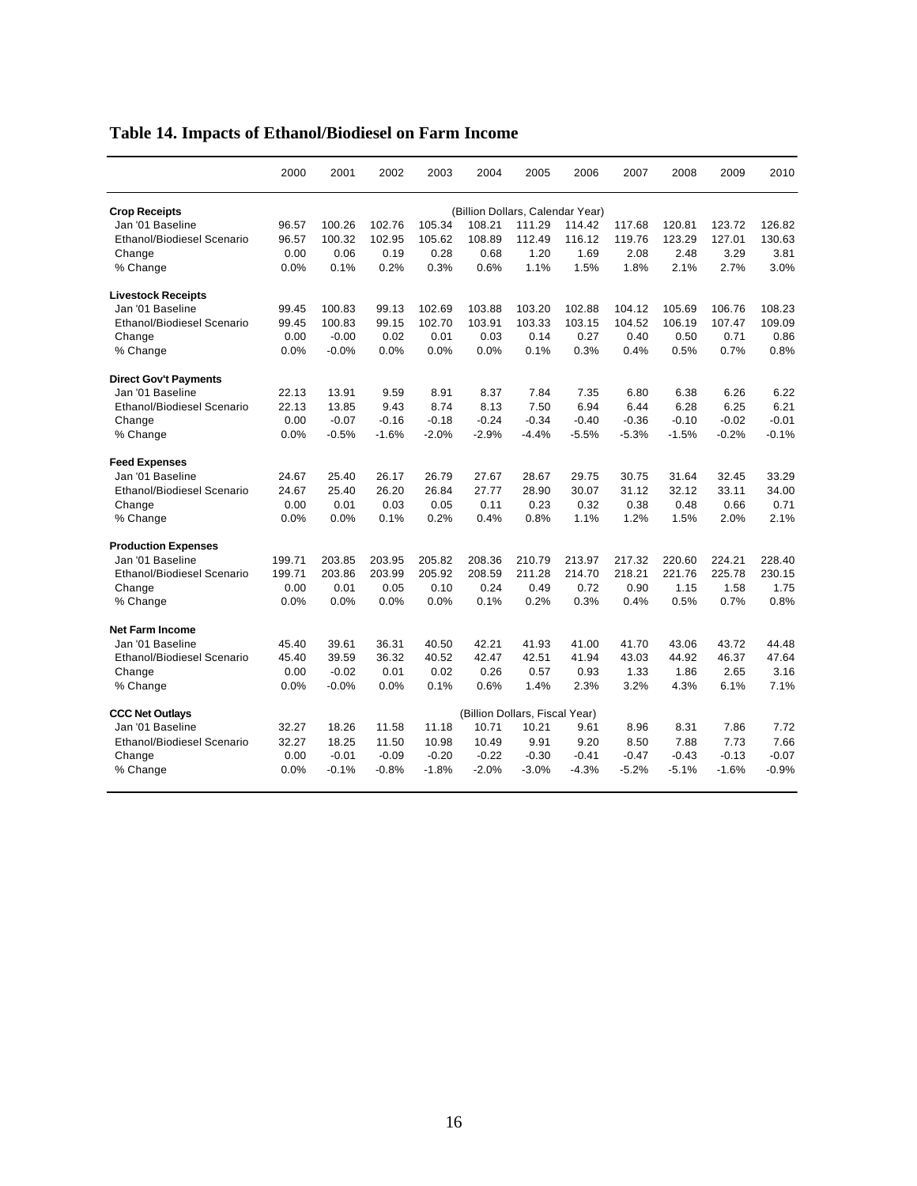## Table 14. Impacts of Ethanol/Biodiesel on Farm Income

| | 2000 | 2001 | 2002 | 2003 | 2004 | 2005 | 2006 | 2007 | 2008 | 2009 | 2010 |
|---|---|---|---|---|---|---|---|---|---|---|---|
| **Crop Receipts** | | | | | (Billion Dollars, Calendar Year) | | | | | | |
| Jan '01 Baseline | 96.57 | 100.26 | 102.76 | 105.34 | 108.21 | 111.29 | 114.42 | 117.68 | 120.81 | 123.72 | 126.82 |
| Ethanol/Biodiesel Scenario | 96.57 | 100.32 | 102.95 | 105.62 | 108.89 | 112.49 | 116.12 | 119.76 | 123.29 | 127.01 | 130.63 |
| Change | 0.00 | 0.06 | 0.19 | 0.28 | 0.68 | 1.20 | 1.69 | 2.08 | 2.48 | 3.29 | 3.81 |
| % Change | 0.0% | 0.1% | 0.2% | 0.3% | 0.6% | 1.1% | 1.5% | 1.8% | 2.1% | 2.7% | 3.0% |
| **Livestock Receipts** | | | | | | | | | | | |
| Jan '01 Baseline | 99.45 | 100.83 | 99.13 | 102.69 | 103.88 | 103.20 | 102.88 | 104.12 | 105.69 | 106.76 | 108.23 |
| Ethanol/Biodiesel Scenario | 99.45 | 100.83 | 99.15 | 102.70 | 103.91 | 103.33 | 103.15 | 104.52 | 106.19 | 107.47 | 109.09 |
| Change | 0.00 | -0.00 | 0.02 | 0.01 | 0.03 | 0.14 | 0.27 | 0.40 | 0.50 | 0.71 | 0.86 |
| % Change | 0.0% | -0.0% | 0.0% | 0.0% | 0.0% | 0.1% | 0.3% | 0.4% | 0.5% | 0.7% | 0.8% |
| **Direct Gov't Payments** | | | | | | | | | | | |
| Jan '01 Baseline | 22.13 | 13.91 | 9.59 | 8.91 | 8.37 | 7.84 | 7.35 | 6.80 | 6.38 | 6.26 | 6.22 |
| Ethanol/Biodiesel Scenario | 22.13 | 13.85 | 9.43 | 8.74 | 8.13 | 7.50 | 6.94 | 6.44 | 6.28 | 6.25 | 6.21 |
| Change | 0.00 | -0.07 | -0.16 | -0.18 | -0.24 | -0.34 | -0.40 | -0.36 | -0.10 | -0.02 | -0.01 |
| % Change | 0.0% | -0.5% | -1.6% | -2.0% | -2.9% | -4.4% | -5.5% | -5.3% | -1.5% | -0.2% | -0.1% |
| **Feed Expenses** | | | | | | | | | | | |
| Jan '01 Baseline | 24.67 | 25.40 | 26.17 | 26.79 | 27.67 | 28.67 | 29.75 | 30.75 | 31.64 | 32.45 | 33.29 |
| Ethanol/Biodiesel Scenario | 24.67 | 25.40 | 26.20 | 26.84 | 27.77 | 28.90 | 30.07 | 31.12 | 32.12 | 33.11 | 34.00 |
| Change | 0.00 | 0.01 | 0.03 | 0.05 | 0.11 | 0.23 | 0.32 | 0.38 | 0.48 | 0.66 | 0.71 |
| % Change | 0.0% | 0.0% | 0.1% | 0.2% | 0.4% | 0.8% | 1.1% | 1.2% | 1.5% | 2.0% | 2.1% |
| **Production Expenses** | | | | | | | | | | | |
| Jan '01 Baseline | 199.71 | 203.85 | 203.95 | 205.82 | 208.36 | 210.79 | 213.97 | 217.32 | 220.60 | 224.21 | 228.40 |
| Ethanol/Biodiesel Scenario | 199.71 | 203.86 | 203.99 | 205.92 | 208.59 | 211.28 | 214.70 | 218.21 | 221.76 | 225.78 | 230.15 |
| Change | 0.00 | 0.01 | 0.05 | 0.10 | 0.24 | 0.49 | 0.72 | 0.90 | 1.15 | 1.58 | 1.75 |
| % Change | 0.0% | 0.0% | 0.0% | 0.0% | 0.1% | 0.2% | 0.3% | 0.4% | 0.5% | 0.7% | 0.8% |
| **Net Farm Income** | | | | | | | | | | | |
| Jan '01 Baseline | 45.40 | 39.61 | 36.31 | 40.50 | 42.21 | 41.93 | 41.00 | 41.70 | 43.06 | 43.72 | 44.48 |
| Ethanol/Biodiesel Scenario | 45.40 | 39.59 | 36.32 | 40.52 | 42.47 | 42.51 | 41.94 | 43.03 | 44.92 | 46.37 | 47.64 |
| Change | 0.00 | -0.02 | 0.01 | 0.02 | 0.26 | 0.57 | 0.93 | 1.33 | 1.86 | 2.65 | 3.16 |
| % Change | 0.0% | -0.0% | 0.0% | 0.1% | 0.6% | 1.4% | 2.3% | 3.2% | 4.3% | 6.1% | 7.1% |
| **CCC Net Outlays** | | | | | (Billion Dollars, Fiscal Year) | | | | | | |
| Jan '01 Baseline | 32.27 | 18.26 | 11.58 | 11.18 | 10.71 | 10.21 | 9.61 | 8.96 | 8.31 | 7.86 | 7.72 |
| Ethanol/Biodiesel Scenario | 32.27 | 18.25 | 11.50 | 10.98 | 10.49 | 9.91 | 9.20 | 8.50 | 7.88 | 7.73 | 7.66 |
| Change | 0.00 | -0.01 | -0.09 | -0.20 | -0.22 | -0.30 | -0.41 | -0.47 | -0.43 | -0.13 | -0.07 |
| % Change | 0.0% | -0.1% | -0.8% | -1.8% | -2.0% | -3.0% | -4.3% | -5.2% | -5.1% | -1.6% | -0.9% |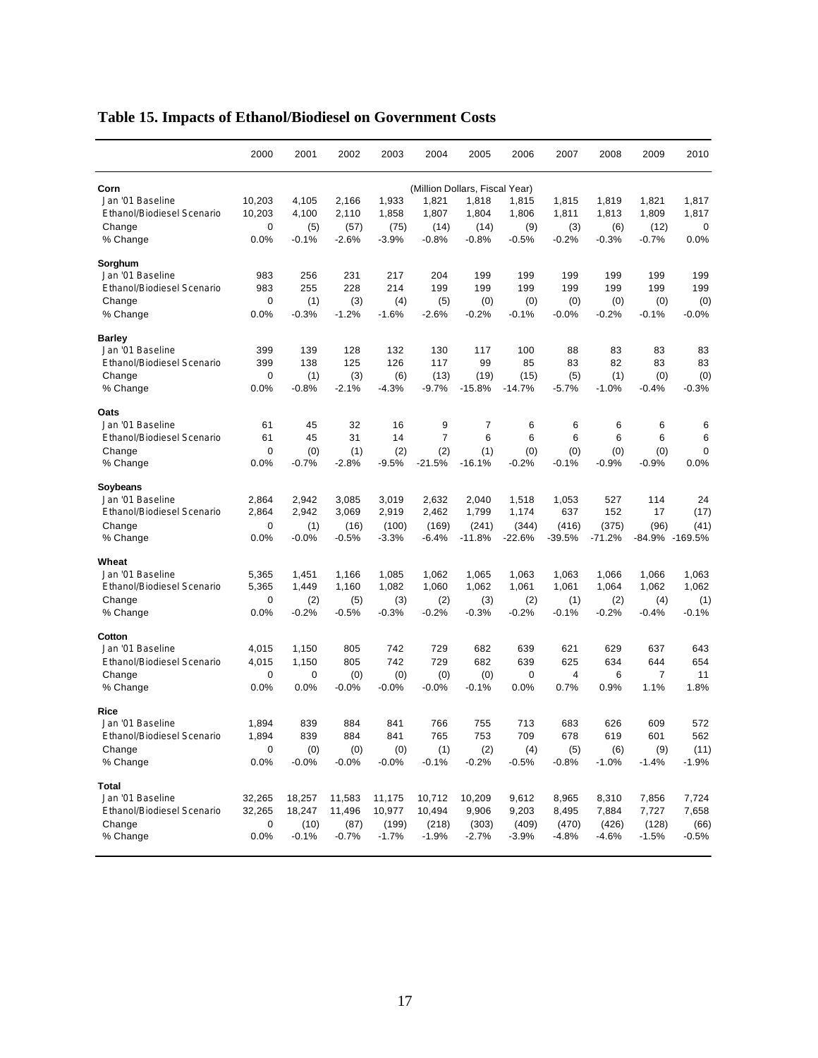# Table 15. Impacts of Ethanol/Biodiesel on Government Costs

| | 2000 | 2001 | 2002 | 2003 | 2004 | 2005 | 2006 | 2007 | 2008 | 2009 | 2010 |
|---|---|---|---|---|---|---|---|---|---|---|---|
| | | | | | (Million Dollars, Fiscal Year) | | | | | | |
| **Corn** | | | | | | | | | | | |
| Jan '01 Baseline | 10,203 | 4,105 | 2,166 | 1,933 | 1,821 | 1,818 | 1,815 | 1,815 | 1,819 | 1,821 | 1,817 |
| Ethanol/Biodiesel Scenario | 10,203 | 4,100 | 2,110 | 1,858 | 1,807 | 1,804 | 1,806 | 1,811 | 1,813 | 1,809 | 1,817 |
| Change | 0 | (5) | (57) | (75) | (14) | (14) | (9) | (3) | (6) | (12) | 0 |
| % Change | 0.0% | -0.1% | -2.6% | -3.9% | -0.8% | -0.8% | -0.5% | -0.2% | -0.3% | -0.7% | 0.0% |
| **Sorghum** | | | | | | | | | | | |
| Jan '01 Baseline | 983 | 256 | 231 | 217 | 204 | 199 | 199 | 199 | 199 | 199 | 199 |
| Ethanol/Biodiesel Scenario | 983 | 255 | 228 | 214 | 199 | 199 | 199 | 199 | 199 | 199 | 199 |
| Change | 0 | (1) | (3) | (4) | (5) | (0) | (0) | (0) | (0) | (0) | (0) |
| % Change | 0.0% | -0.3% | -1.2% | -1.6% | -2.6% | -0.2% | -0.1% | -0.0% | -0.2% | -0.1% | -0.0% |
| **Barley** | | | | | | | | | | | |
| Jan '01 Baseline | 399 | 139 | 128 | 132 | 130 | 117 | 100 | 88 | 83 | 83 | 83 |
| Ethanol/Biodiesel Scenario | 399 | 138 | 125 | 126 | 117 | 99 | 85 | 83 | 82 | 83 | 83 |
| Change | 0 | (1) | (3) | (6) | (13) | (19) | (15) | (5) | (1) | (0) | (0) |
| % Change | 0.0% | -0.8% | -2.1% | -4.3% | -9.7% | -15.8% | -14.7% | -5.7% | -1.0% | -0.4% | -0.3% |
| **Oats** | | | | | | | | | | | |
| Jan '01 Baseline | 61 | 45 | 32 | 16 | 9 | 7 | 6 | 6 | 6 | 6 | 6 |
| Ethanol/Biodiesel Scenario | 61 | 45 | 31 | 14 | 7 | 6 | 6 | 6 | 6 | 6 | 6 |
| Change | 0 | (0) | (1) | (2) | (2) | (1) | (0) | (0) | (0) | (0) | 0 |
| % Change | 0.0% | -0.7% | -2.8% | -9.5% | -21.5% | -16.1% | -0.2% | -0.1% | -0.9% | -0.9% | 0.0% |
| **Soybeans** | | | | | | | | | | | |
| Jan '01 Baseline | 2,864 | 2,942 | 3,085 | 3,019 | 2,632 | 2,040 | 1,518 | 1,053 | 527 | 114 | 24 |
| Ethanol/Biodiesel Scenario | 2,864 | 2,942 | 3,069 | 2,919 | 2,462 | 1,799 | 1,174 | 637 | 152 | 17 | (17) |
| Change | 0 | (1) | (16) | (100) | (169) | (241) | (344) | (416) | (375) | (96) | (41) |
| % Change | 0.0% | -0.0% | -0.5% | -3.3% | -6.4% | -11.8% | -22.6% | -39.5% | -71.2% | -84.9% | -169.5% |
| **Wheat** | | | | | | | | | | | |
| Jan '01 Baseline | 5,365 | 1,451 | 1,166 | 1,085 | 1,062 | 1,065 | 1,063 | 1,063 | 1,066 | 1,066 | 1,063 |
| Ethanol/Biodiesel Scenario | 5,365 | 1,449 | 1,160 | 1,082 | 1,060 | 1,062 | 1,061 | 1,061 | 1,064 | 1,062 | 1,062 |
| Change | 0 | (2) | (5) | (3) | (2) | (3) | (2) | (1) | (2) | (4) | (1) |
| % Change | 0.0% | -0.2% | -0.5% | -0.3% | -0.2% | -0.3% | -0.2% | -0.1% | -0.2% | -0.4% | -0.1% |
| **Cotton** | | | | | | | | | | | |
| Jan '01 Baseline | 4,015 | 1,150 | 805 | 742 | 729 | 682 | 639 | 621 | 629 | 637 | 643 |
| Ethanol/Biodiesel Scenario | 4,015 | 1,150 | 805 | 742 | 729 | 682 | 639 | 625 | 634 | 644 | 654 |
| Change | 0 | 0 | (0) | (0) | (0) | (0) | 0 | 4 | 6 | 7 | 11 |
| % Change | 0.0% | 0.0% | -0.0% | -0.0% | -0.0% | -0.1% | 0.0% | 0.7% | 0.9% | 1.1% | 1.8% |
| **Rice** | | | | | | | | | | | |
| Jan '01 Baseline | 1,894 | 839 | 884 | 841 | 766 | 755 | 713 | 683 | 626 | 609 | 572 |
| Ethanol/Biodiesel Scenario | 1,894 | 839 | 884 | 841 | 765 | 753 | 709 | 678 | 619 | 601 | 562 |
| Change | 0 | (0) | (0) | (0) | (1) | (2) | (4) | (5) | (6) | (9) | (11) |
| % Change | 0.0% | -0.0% | -0.0% | -0.0% | -0.1% | -0.2% | -0.5% | -0.8% | -1.0% | -1.4% | -1.9% |
| **Total** | | | | | | | | | | | |
| Jan '01 Baseline | 32,265 | 18,257 | 11,583 | 11,175 | 10,712 | 10,209 | 9,612 | 8,965 | 8,310 | 7,856 | 7,724 |
| Ethanol/Biodiesel Scenario | 32,265 | 18,247 | 11,496 | 10,977 | 10,494 | 9,906 | 9,203 | 8,495 | 7,884 | 7,727 | 7,658 |
| Change | 0 | (10) | (87) | (199) | (218) | (303) | (409) | (470) | (426) | (128) | (66) |
| % Change | 0.0% | -0.1% | -0.7% | -1.7% | -1.9% | -2.7% | -3.9% | -4.8% | -4.6% | -1.5% | -0.5% |